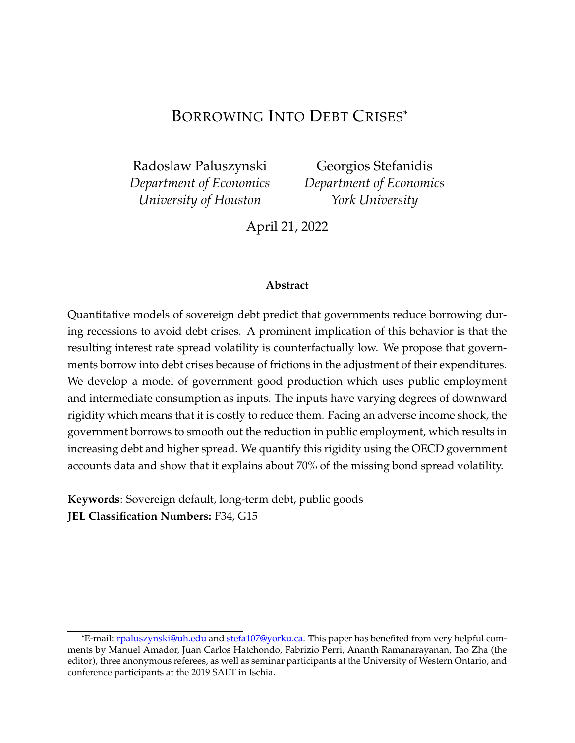# Borrowing Into Debt Crises*

Radoslaw Paluszynski
*Department of Economics*
*University of Houston*

Georgios Stefanidis
*Department of Economics*
*York University*

April 21, 2022

**Abstract**

Quantitative models of sovereign debt predict that governments reduce borrowing during recessions to avoid debt crises. A prominent implication of this behavior is that the resulting interest rate spread volatility is counterfactually low. We propose that governments borrow into debt crises because of frictions in the adjustment of their expenditures. We develop a model of government good production which uses public employment and intermediate consumption as inputs. The inputs have varying degrees of downward rigidity which means that it is costly to reduce them. Facing an adverse income shock, the government borrows to smooth out the reduction in public employment, which results in increasing debt and higher spread. We quantify this rigidity using the OECD government accounts data and show that it explains about 70% of the missing bond spread volatility.

**Keywords**: Sovereign default, long-term debt, public goods
**JEL Classification Numbers:** F34, G15

---

*E-mail: rpaluszynski@uh.edu and stefa107@yorku.ca. This paper has benefited from very helpful comments by Manuel Amador, Juan Carlos Hatchondo, Fabrizio Perri, Ananth Ramanarayanan, Tao Zha (the editor), three anonymous referees, as well as seminar participants at the University of Western Ontario, and conference participants at the 2019 SAET in Ischia.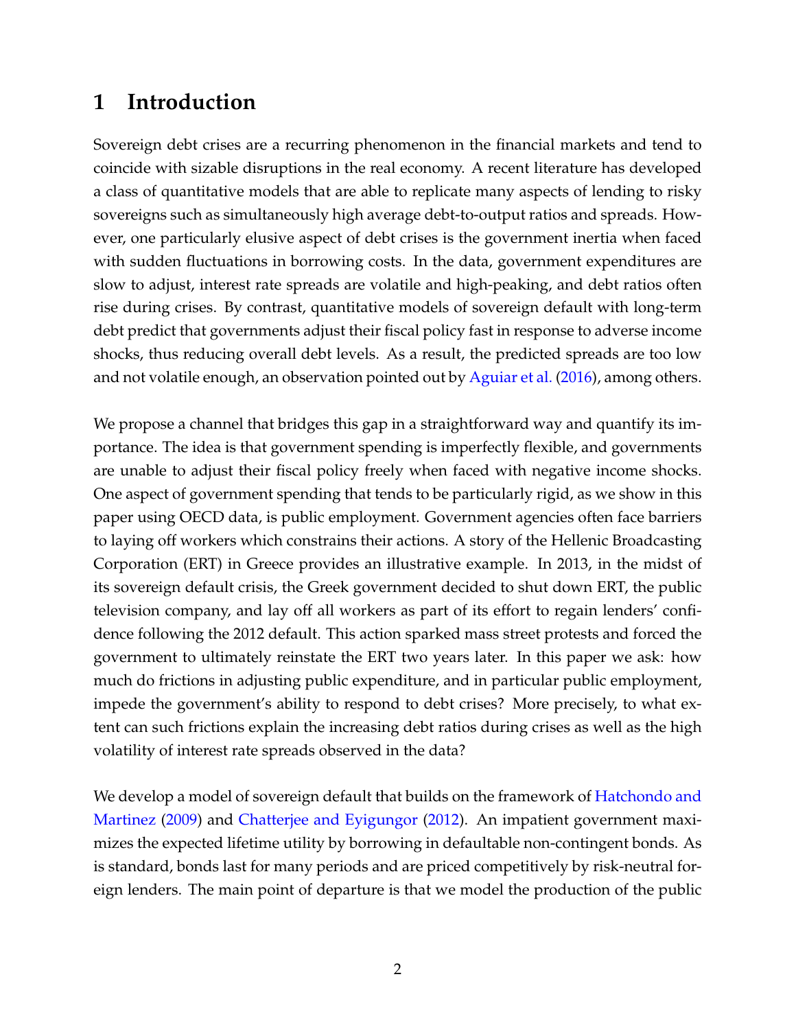# 1 Introduction

Sovereign debt crises are a recurring phenomenon in the financial markets and tend to coincide with sizable disruptions in the real economy. A recent literature has developed a class of quantitative models that are able to replicate many aspects of lending to risky sovereigns such as simultaneously high average debt-to-output ratios and spreads. However, one particularly elusive aspect of debt crises is the government inertia when faced with sudden fluctuations in borrowing costs. In the data, government expenditures are slow to adjust, interest rate spreads are volatile and high-peaking, and debt ratios often rise during crises. By contrast, quantitative models of sovereign default with long-term debt predict that governments adjust their fiscal policy fast in response to adverse income shocks, thus reducing overall debt levels. As a result, the predicted spreads are too low and not volatile enough, an observation pointed out by Aguiar et al. (2016), among others.

We propose a channel that bridges this gap in a straightforward way and quantify its importance. The idea is that government spending is imperfectly flexible, and governments are unable to adjust their fiscal policy freely when faced with negative income shocks. One aspect of government spending that tends to be particularly rigid, as we show in this paper using OECD data, is public employment. Government agencies often face barriers to laying off workers which constrains their actions. A story of the Hellenic Broadcasting Corporation (ERT) in Greece provides an illustrative example. In 2013, in the midst of its sovereign default crisis, the Greek government decided to shut down ERT, the public television company, and lay off all workers as part of its effort to regain lenders' confidence following the 2012 default. This action sparked mass street protests and forced the government to ultimately reinstate the ERT two years later. In this paper we ask: how much do frictions in adjusting public expenditure, and in particular public employment, impede the government's ability to respond to debt crises? More precisely, to what extent can such frictions explain the increasing debt ratios during crises as well as the high volatility of interest rate spreads observed in the data?

We develop a model of sovereign default that builds on the framework of Hatchondo and Martinez (2009) and Chatterjee and Eyigungor (2012). An impatient government maximizes the expected lifetime utility by borrowing in defaultable non-contingent bonds. As is standard, bonds last for many periods and are priced competitively by risk-neutral foreign lenders. The main point of departure is that we model the production of the public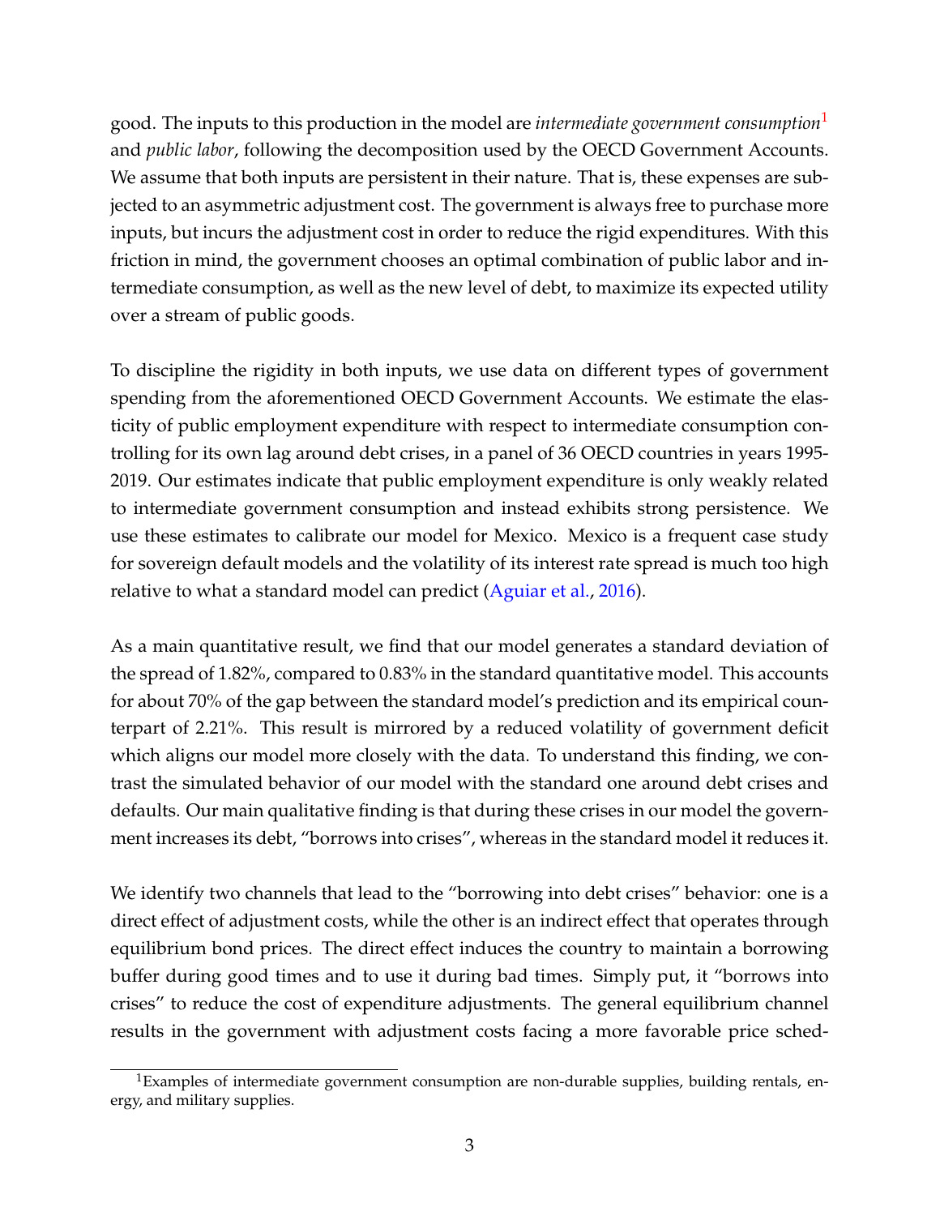good. The inputs to this production in the model are *intermediate government consumption*[1] and *public labor*, following the decomposition used by the OECD Government Accounts. We assume that both inputs are persistent in their nature. That is, these expenses are subjected to an asymmetric adjustment cost. The government is always free to purchase more inputs, but incurs the adjustment cost in order to reduce the rigid expenditures. With this friction in mind, the government chooses an optimal combination of public labor and intermediate consumption, as well as the new level of debt, to maximize its expected utility over a stream of public goods.

To discipline the rigidity in both inputs, we use data on different types of government spending from the aforementioned OECD Government Accounts. We estimate the elasticity of public employment expenditure with respect to intermediate consumption controlling for its own lag around debt crises, in a panel of 36 OECD countries in years 1995-2019. Our estimates indicate that public employment expenditure is only weakly related to intermediate government consumption and instead exhibits strong persistence. We use these estimates to calibrate our model for Mexico. Mexico is a frequent case study for sovereign default models and the volatility of its interest rate spread is much too high relative to what a standard model can predict (Aguiar et al., 2016).

As a main quantitative result, we find that our model generates a standard deviation of the spread of 1.82%, compared to 0.83% in the standard quantitative model. This accounts for about 70% of the gap between the standard model's prediction and its empirical counterpart of 2.21%. This result is mirrored by a reduced volatility of government deficit which aligns our model more closely with the data. To understand this finding, we contrast the simulated behavior of our model with the standard one around debt crises and defaults. Our main qualitative finding is that during these crises in our model the government increases its debt, "borrows into crises", whereas in the standard model it reduces it.

We identify two channels that lead to the "borrowing into debt crises" behavior: one is a direct effect of adjustment costs, while the other is an indirect effect that operates through equilibrium bond prices. The direct effect induces the country to maintain a borrowing buffer during good times and to use it during bad times. Simply put, it "borrows into crises" to reduce the cost of expenditure adjustments. The general equilibrium channel results in the government with adjustment costs facing a more favorable price sched-

[1] Examples of intermediate government consumption are non-durable supplies, building rentals, energy, and military supplies.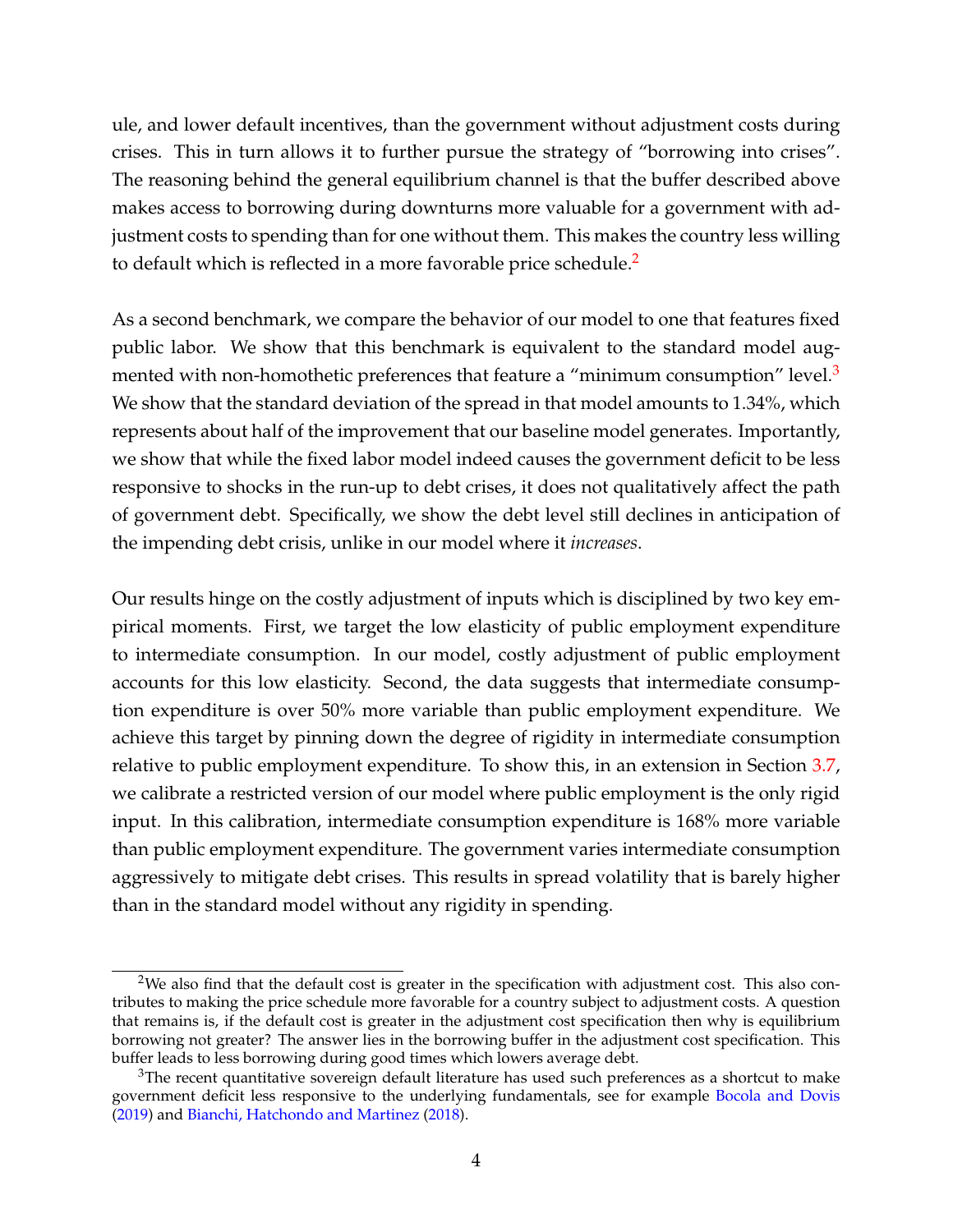ule, and lower default incentives, than the government without adjustment costs during crises. This in turn allows it to further pursue the strategy of "borrowing into crises". The reasoning behind the general equilibrium channel is that the buffer described above makes access to borrowing during downturns more valuable for a government with adjustment costs to spending than for one without them. This makes the country less willing to default which is reflected in a more favorable price schedule.[2]

As a second benchmark, we compare the behavior of our model to one that features fixed public labor. We show that this benchmark is equivalent to the standard model augmented with non-homothetic preferences that feature a "minimum consumption" level.[3] We show that the standard deviation of the spread in that model amounts to 1.34%, which represents about half of the improvement that our baseline model generates. Importantly, we show that while the fixed labor model indeed causes the government deficit to be less responsive to shocks in the run-up to debt crises, it does not qualitatively affect the path of government debt. Specifically, we show the debt level still declines in anticipation of the impending debt crisis, unlike in our model where it *increases*.

Our results hinge on the costly adjustment of inputs which is disciplined by two key empirical moments. First, we target the low elasticity of public employment expenditure to intermediate consumption. In our model, costly adjustment of public employment accounts for this low elasticity. Second, the data suggests that intermediate consumption expenditure is over 50% more variable than public employment expenditure. We achieve this target by pinning down the degree of rigidity in intermediate consumption relative to public employment expenditure. To show this, in an extension in Section 3.7, we calibrate a restricted version of our model where public employment is the only rigid input. In this calibration, intermediate consumption expenditure is 168% more variable than public employment expenditure. The government varies intermediate consumption aggressively to mitigate debt crises. This results in spread volatility that is barely higher than in the standard model without any rigidity in spending.

[2] We also find that the default cost is greater in the specification with adjustment cost. This also contributes to making the price schedule more favorable for a country subject to adjustment costs. A question that remains is, if the default cost is greater in the adjustment cost specification then why is equilibrium borrowing not greater? The answer lies in the borrowing buffer in the adjustment cost specification. This buffer leads to less borrowing during good times which lowers average debt.

[3] The recent quantitative sovereign default literature has used such preferences as a shortcut to make government deficit less responsive to the underlying fundamentals, see for example Bocola and Dovis (2019) and Bianchi, Hatchondo and Martinez (2018).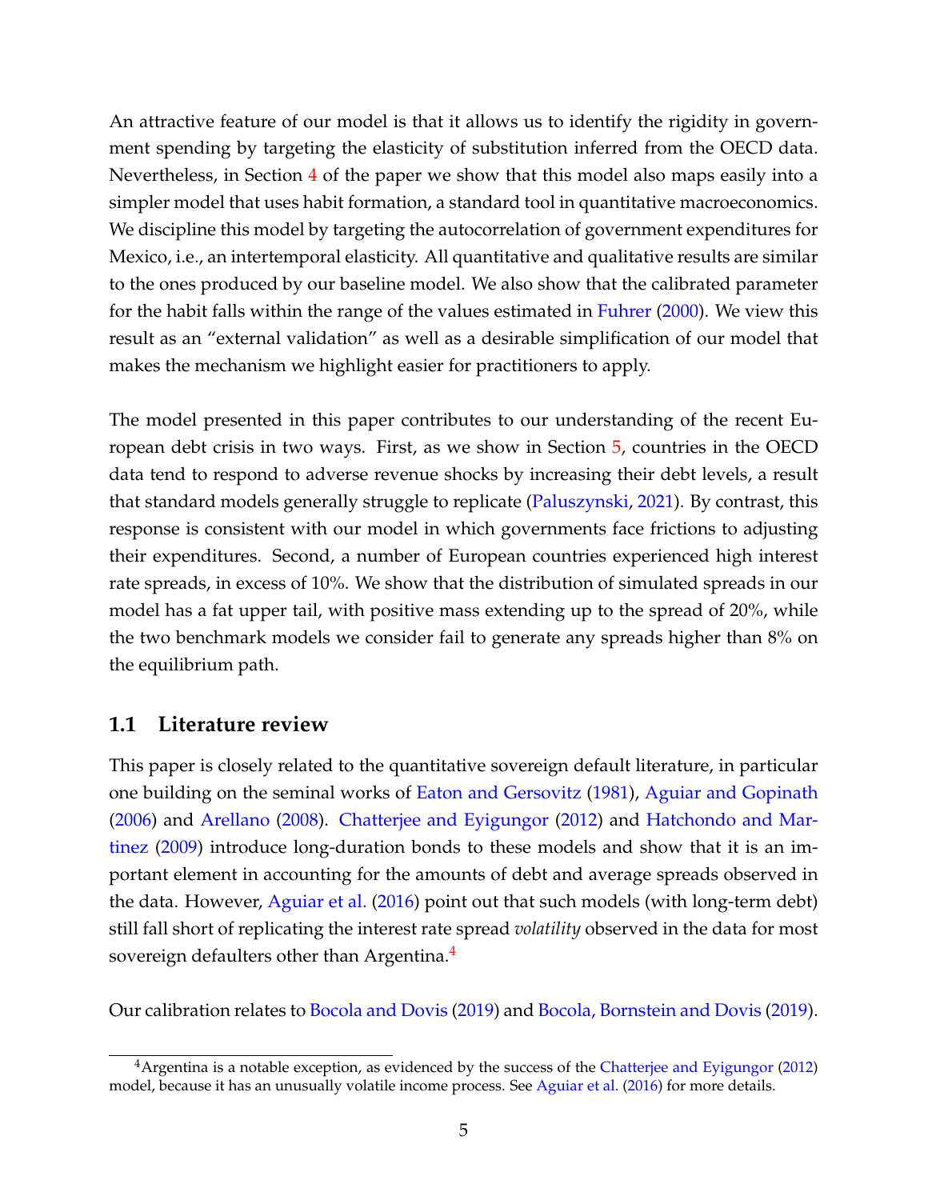An attractive feature of our model is that it allows us to identify the rigidity in government spending by targeting the elasticity of substitution inferred from the OECD data. Nevertheless, in Section 4 of the paper we show that this model also maps easily into a simpler model that uses habit formation, a standard tool in quantitative macroeconomics. We discipline this model by targeting the autocorrelation of government expenditures for Mexico, i.e., an intertemporal elasticity. All quantitative and qualitative results are similar to the ones produced by our baseline model. We also show that the calibrated parameter for the habit falls within the range of the values estimated in Fuhrer (2000). We view this result as an "external validation" as well as a desirable simplification of our model that makes the mechanism we highlight easier for practitioners to apply.

The model presented in this paper contributes to our understanding of the recent European debt crisis in two ways. First, as we show in Section 5, countries in the OECD data tend to respond to adverse revenue shocks by increasing their debt levels, a result that standard models generally struggle to replicate (Paluszynski, 2021). By contrast, this response is consistent with our model in which governments face frictions to adjusting their expenditures. Second, a number of European countries experienced high interest rate spreads, in excess of 10%. We show that the distribution of simulated spreads in our model has a fat upper tail, with positive mass extending up to the spread of 20%, while the two benchmark models we consider fail to generate any spreads higher than 8% on the equilibrium path.

## 1.1 Literature review

This paper is closely related to the quantitative sovereign default literature, in particular one building on the seminal works of Eaton and Gersovitz (1981), Aguiar and Gopinath (2006) and Arellano (2008). Chatterjee and Eyigungor (2012) and Hatchondo and Martinez (2009) introduce long-duration bonds to these models and show that it is an important element in accounting for the amounts of debt and average spreads observed in the data. However, Aguiar et al. (2016) point out that such models (with long-term debt) still fall short of replicating the interest rate spread *volatility* observed in the data for most sovereign defaulters other than Argentina.[4]

Our calibration relates to Bocola and Dovis (2019) and Bocola, Bornstein and Dovis (2019).

[4] Argentina is a notable exception, as evidenced by the success of the Chatterjee and Eyigungor (2012) model, because it has an unusually volatile income process. See Aguiar et al. (2016) for more details.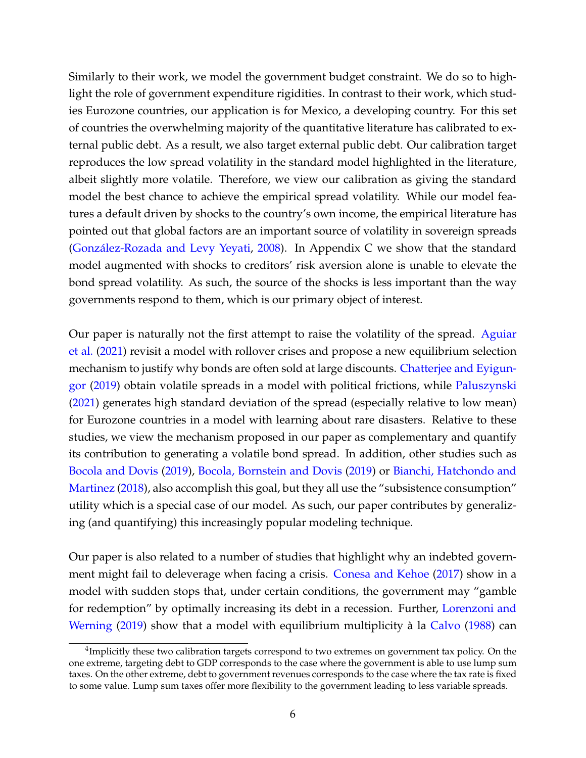Similarly to their work, we model the government budget constraint. We do so to highlight the role of government expenditure rigidities. In contrast to their work, which studies Eurozone countries, our application is for Mexico, a developing country. For this set of countries the overwhelming majority of the quantitative literature has calibrated to external public debt. As a result, we also target external public debt. Our calibration target reproduces the low spread volatility in the standard model highlighted in the literature, albeit slightly more volatile. Therefore, we view our calibration as giving the standard model the best chance to achieve the empirical spread volatility. While our model features a default driven by shocks to the country's own income, the empirical literature has pointed out that global factors are an important source of volatility in sovereign spreads (González-Rozada and Levy Yeyati, 2008). In Appendix C we show that the standard model augmented with shocks to creditors' risk aversion alone is unable to elevate the bond spread volatility. As such, the source of the shocks is less important than the way governments respond to them, which is our primary object of interest.

Our paper is naturally not the first attempt to raise the volatility of the spread. Aguiar et al. (2021) revisit a model with rollover crises and propose a new equilibrium selection mechanism to justify why bonds are often sold at large discounts. Chatterjee and Eyigungor (2019) obtain volatile spreads in a model with political frictions, while Paluszynski (2021) generates high standard deviation of the spread (especially relative to low mean) for Eurozone countries in a model with learning about rare disasters. Relative to these studies, we view the mechanism proposed in our paper as complementary and quantify its contribution to generating a volatile bond spread. In addition, other studies such as Bocola and Dovis (2019), Bocola, Bornstein and Dovis (2019) or Bianchi, Hatchondo and Martinez (2018), also accomplish this goal, but they all use the "subsistence consumption" utility which is a special case of our model. As such, our paper contributes by generalizing (and quantifying) this increasingly popular modeling technique.

Our paper is also related to a number of studies that highlight why an indebted government might fail to deleverage when facing a crisis. Conesa and Kehoe (2017) show in a model with sudden stops that, under certain conditions, the government may "gamble for redemption" by optimally increasing its debt in a recession. Further, Lorenzoni and Werning (2019) show that a model with equilibrium multiplicity à la Calvo (1988) can

[4] Implicitly these two calibration targets correspond to two extremes on government tax policy. On the one extreme, targeting debt to GDP corresponds to the case where the government is able to use lump sum taxes. On the other extreme, debt to government revenues corresponds to the case where the tax rate is fixed to some value. Lump sum taxes offer more flexibility to the government leading to less variable spreads.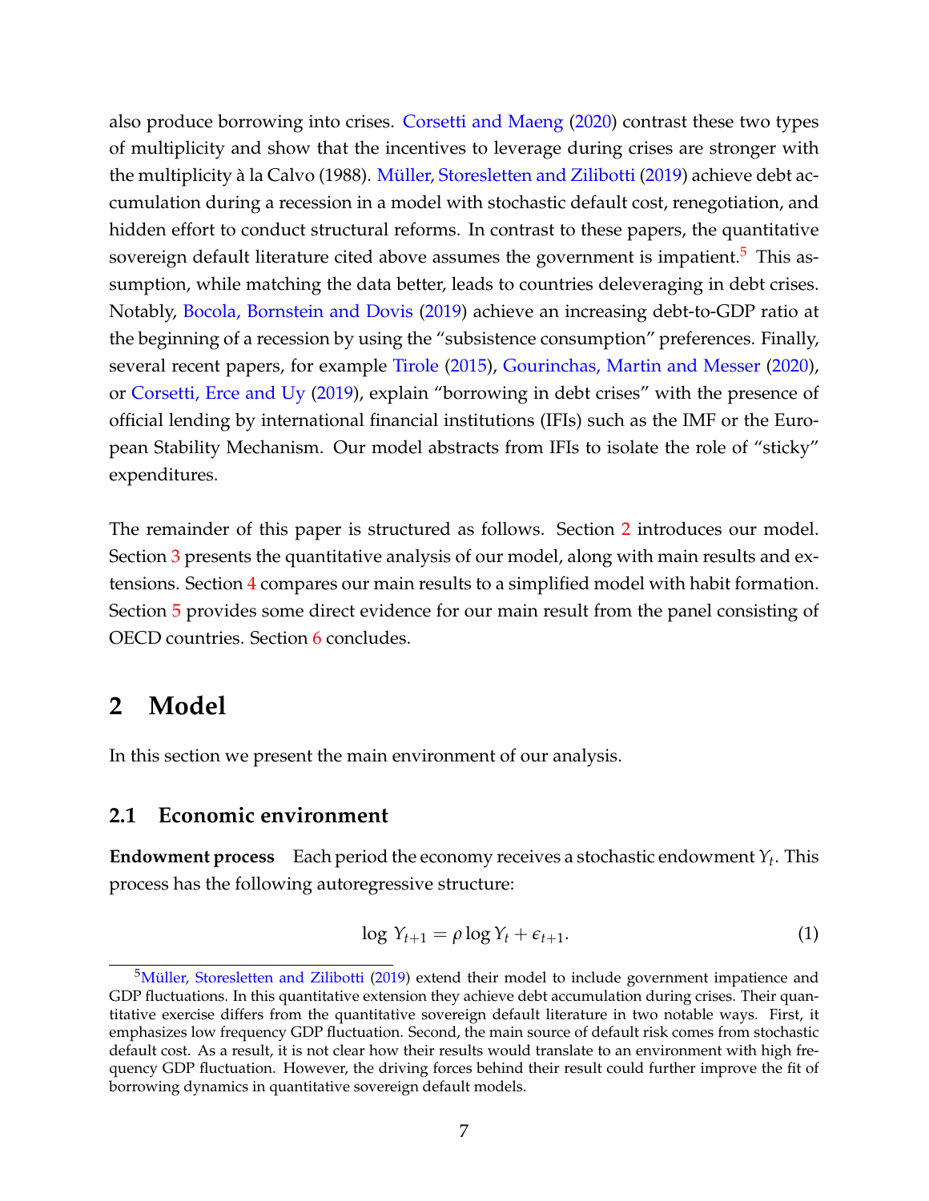also produce borrowing into crises. Corsetti and Maeng (2020) contrast these two types of multiplicity and show that the incentives to leverage during crises are stronger with the multiplicity à la Calvo (1988). Müller, Storesletten and Zilibotti (2019) achieve debt accumulation during a recession in a model with stochastic default cost, renegotiation, and hidden effort to conduct structural reforms. In contrast to these papers, the quantitative sovereign default literature cited above assumes the government is impatient.[5] This assumption, while matching the data better, leads to countries deleveraging in debt crises. Notably, Bocola, Bornstein and Dovis (2019) achieve an increasing debt-to-GDP ratio at the beginning of a recession by using the "subsistence consumption" preferences. Finally, several recent papers, for example Tirole (2015), Gourinchas, Martin and Messer (2020), or Corsetti, Erce and Uy (2019), explain "borrowing in debt crises" with the presence of official lending by international financial institutions (IFIs) such as the IMF or the European Stability Mechanism. Our model abstracts from IFIs to isolate the role of "sticky" expenditures.

The remainder of this paper is structured as follows. Section 2 introduces our model. Section 3 presents the quantitative analysis of our model, along with main results and extensions. Section 4 compares our main results to a simplified model with habit formation. Section 5 provides some direct evidence for our main result from the panel consisting of OECD countries. Section 6 concludes.

# 2 Model

In this section we present the main environment of our analysis.

## 2.1 Economic environment

**Endowment process** Each period the economy receives a stochastic endowment $Y_t$. This process has the following autoregressive structure:

$$\log Y_{t+1} = \rho \log Y_t + \epsilon_{t+1}. \tag{1}$$

[5] Müller, Storesletten and Zilibotti (2019) extend their model to include government impatience and GDP fluctuations. In this quantitative extension they achieve debt accumulation during crises. Their quantitative exercise differs from the quantitative sovereign default literature in two notable ways. First, it emphasizes low frequency GDP fluctuation. Second, the main source of default risk comes from stochastic default cost. As a result, it is not clear how their results would translate to an environment with high frequency GDP fluctuation. However, the driving forces behind their result could further improve the fit of borrowing dynamics in quantitative sovereign default models.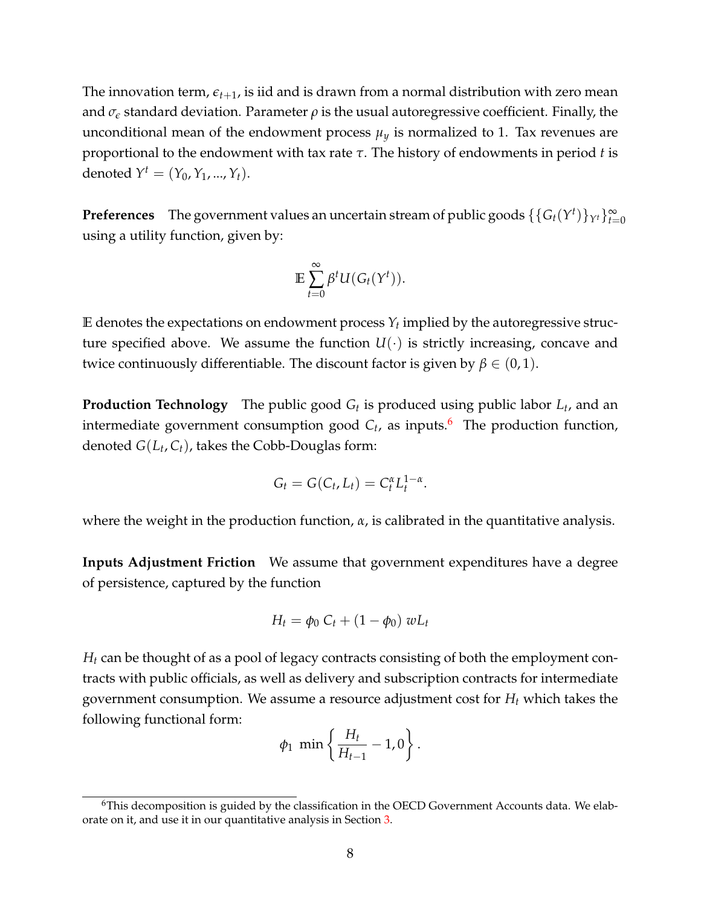The innovation term, $\epsilon_{t+1}$, is iid and is drawn from a normal distribution with zero mean and $\sigma_\epsilon$ standard deviation. Parameter $\rho$ is the usual autoregressive coefficient. Finally, the unconditional mean of the endowment process $\mu_y$ is normalized to 1. Tax revenues are proportional to the endowment with tax rate $\tau$. The history of endowments in period $t$ is denoted $Y^t = (Y_0, Y_1, ..., Y_t)$.

**Preferences** The government values an uncertain stream of public goods $\{\{G_t(Y^t)\}_{Y^t}\}_{t=0}^{\infty}$ using a utility function, given by:

$$\mathbb{E} \sum_{t=0}^{\infty} \beta^t U(G_t(Y^t)).$$

$\mathbb{E}$ denotes the expectations on endowment process $Y_t$ implied by the autoregressive structure specified above. We assume the function $U(\cdot)$ is strictly increasing, concave and twice continuously differentiable. The discount factor is given by $\beta \in (0, 1)$.

**Production Technology** The public good $G_t$ is produced using public labor $L_t$, and an intermediate government consumption good $C_t$, as inputs.[6] The production function, denoted $G(L_t, C_t)$, takes the Cobb-Douglas form:

$$G_t = G(C_t, L_t) = C_t^{\alpha} L_t^{1-\alpha}.$$

where the weight in the production function, $\alpha$, is calibrated in the quantitative analysis.

**Inputs Adjustment Friction** We assume that government expenditures have a degree of persistence, captured by the function

$$H_t = \phi_0 \, C_t + (1 - \phi_0) \, wL_t$$

$H_t$ can be thought of as a pool of legacy contracts consisting of both the employment contracts with public officials, as well as delivery and subscription contracts for intermediate government consumption. We assume a resource adjustment cost for $H_t$ which takes the following functional form:

$$\phi_1 \, \min\left\{ \frac{H_t}{H_{t-1}} - 1, 0 \right\}.$$

[6] This decomposition is guided by the classification in the OECD Government Accounts data. We elaborate on it, and use it in our quantitative analysis in Section 3.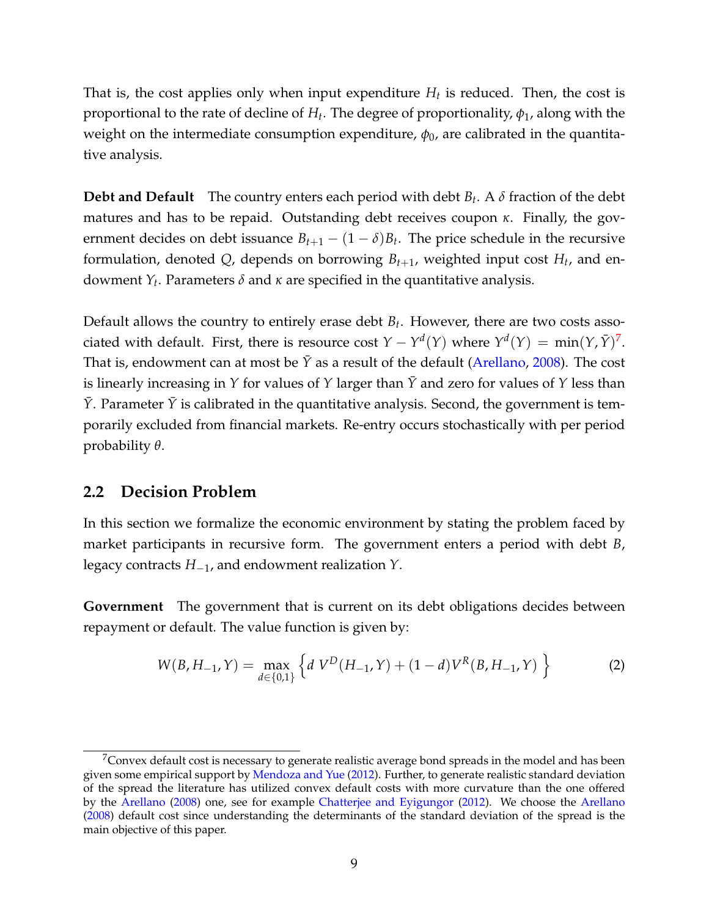That is, the cost applies only when input expenditure $H_t$ is reduced. Then, the cost is proportional to the rate of decline of $H_t$. The degree of proportionality, $\phi_1$, along with the weight on the intermediate consumption expenditure, $\phi_0$, are calibrated in the quantitative analysis.

**Debt and Default** The country enters each period with debt $B_t$. A $\delta$ fraction of the debt matures and has to be repaid. Outstanding debt receives coupon $\kappa$. Finally, the government decides on debt issuance $B_{t+1} - (1-\delta)B_t$. The price schedule in the recursive formulation, denoted $Q$, depends on borrowing $B_{t+1}$, weighted input cost $H_t$, and endowment $Y_t$. Parameters $\delta$ and $\kappa$ are specified in the quantitative analysis.

Default allows the country to entirely erase debt $B_t$. However, there are two costs associated with default. First, there is resource cost $Y - Y^d(Y)$ where $Y^d(Y) = \min(Y, \bar{Y})$[7]. That is, endowment can at most be $\bar{Y}$ as a result of the default (Arellano, 2008). The cost is linearly increasing in $Y$ for values of $Y$ larger than $\bar{Y}$ and zero for values of $Y$ less than $\bar{Y}$. Parameter $\bar{Y}$ is calibrated in the quantitative analysis. Second, the government is temporarily excluded from financial markets. Re-entry occurs stochastically with per period probability $\theta$.

## 2.2 Decision Problem

In this section we formalize the economic environment by stating the problem faced by market participants in recursive form. The government enters a period with debt $B$, legacy contracts $H_{-1}$, and endowment realization $Y$.

**Government** The government that is current on its debt obligations decides between repayment or default. The value function is given by:

$$W(B, H_{-1}, Y) = \max_{d \in \{0,1\}} \left\{ d\, V^D(H_{-1}, Y) + (1-d) V^R(B, H_{-1}, Y) \right\} \tag{2}$$

[7] Convex default cost is necessary to generate realistic average bond spreads in the model and has been given some empirical support by Mendoza and Yue (2012). Further, to generate realistic standard deviation of the spread the literature has utilized convex default costs with more curvature than the one offered by the Arellano (2008) one, see for example Chatterjee and Eyigungor (2012). We choose the Arellano (2008) default cost since understanding the determinants of the standard deviation of the spread is the main objective of this paper.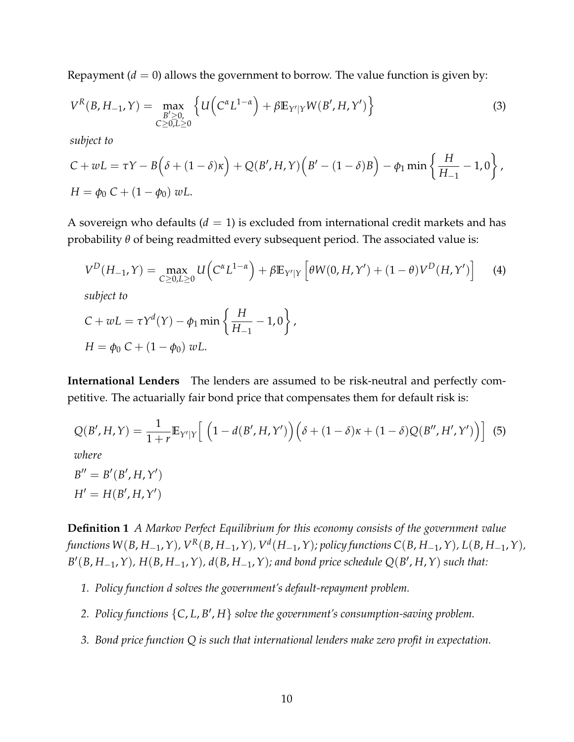Repayment ($d = 0$) allows the government to borrow. The value function is given by:

$$V^R(B, H_{-1}, Y) = \max_{\substack{B' \geq 0, \\ C \geq 0, L \geq 0}} \left\{ U\Big(C^\alpha L^{1-\alpha}\Big) + \beta \mathbb{E}_{Y'|Y} W(B', H, Y') \right\} \tag{3}$$

*subject to*

$$C + wL = \tau Y - B\Big(\delta + (1-\delta)\kappa\Big) + Q(B', H, Y)\Big(B' - (1-\delta)B\Big) - \phi_1 \min\left\{\frac{H}{H_{-1}} - 1, 0\right\},$$

$$H = \phi_0\, C + (1 - \phi_0)\, wL.$$

A sovereign who defaults ($d = 1$) is excluded from international credit markets and has probability $\theta$ of being readmitted every subsequent period. The associated value is:

$$V^D(H_{-1}, Y) = \max_{C \geq 0, L \geq 0} U\Big(C^\alpha L^{1-\alpha}\Big) + \beta \mathbb{E}_{Y'|Y}\Big[\theta W(0, H, Y') + (1-\theta) V^D(H, Y')\Big] \tag{4}$$

*subject to*

$$C + wL = \tau Y^d(Y) - \phi_1 \min\left\{\frac{H}{H_{-1}} - 1, 0\right\},$$

$$H = \phi_0\, C + (1 - \phi_0)\, wL.$$

**International Lenders** The lenders are assumed to be risk-neutral and perfectly competitive. The actuarially fair bond price that compensates them for default risk is:

$$Q(B', H, Y) = \frac{1}{1+r}\mathbb{E}_{Y'|Y}\Big[\Big(1 - d(B', H, Y')\Big)\Big(\delta + (1-\delta)\kappa + (1-\delta)Q(B'', H', Y')\Big)\Big] \tag{5}$$

*where*

$$B'' = B'(B', H, Y')$$
$$H' = H(B', H, Y')$$

**Definition 1** *A Markov Perfect Equilibrium for this economy consists of the government value functions $W(B, H_{-1}, Y)$, $V^R(B, H_{-1}, Y)$, $V^d(H_{-1}, Y)$; policy functions $C(B, H_{-1}, Y)$, $L(B, H_{-1}, Y)$, $B'(B, H_{-1}, Y)$, $H(B, H_{-1}, Y)$, $d(B, H_{-1}, Y)$; and bond price schedule $Q(B', H, Y)$ such that:*

1. *Policy function $d$ solves the government's default-repayment problem.*
2. *Policy functions $\{C, L, B', H\}$ solve the government's consumption-saving problem.*
3. *Bond price function $Q$ is such that international lenders make zero profit in expectation.*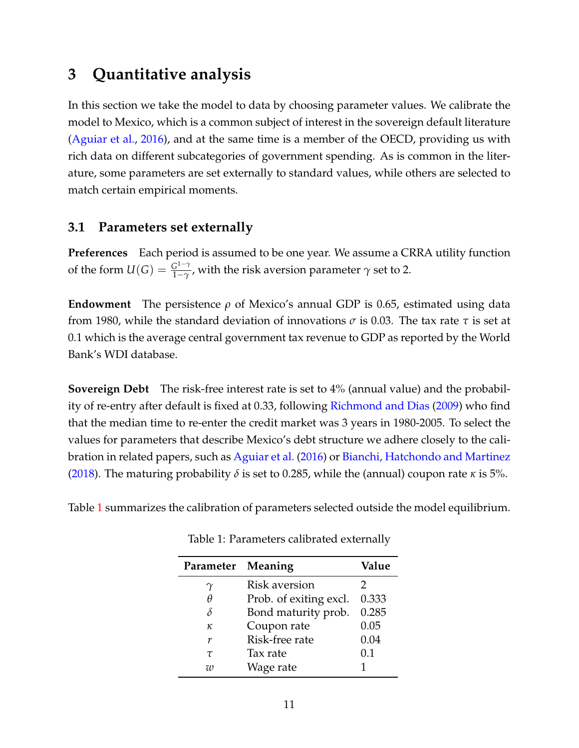# 3 Quantitative analysis

In this section we take the model to data by choosing parameter values. We calibrate the model to Mexico, which is a common subject of interest in the sovereign default literature (Aguiar et al., 2016), and at the same time is a member of the OECD, providing us with rich data on different subcategories of government spending. As is common in the literature, some parameters are set externally to standard values, while others are selected to match certain empirical moments.

## 3.1 Parameters set externally

**Preferences** Each period is assumed to be one year. We assume a CRRA utility function of the form $U(G) = \frac{G^{1-\gamma}}{1-\gamma}$, with the risk aversion parameter $\gamma$ set to 2.

**Endowment** The persistence $\rho$ of Mexico's annual GDP is 0.65, estimated using data from 1980, while the standard deviation of innovations $\sigma$ is 0.03. The tax rate $\tau$ is set at 0.1 which is the average central government tax revenue to GDP as reported by the World Bank's WDI database.

**Sovereign Debt** The risk-free interest rate is set to 4% (annual value) and the probability of re-entry after default is fixed at 0.33, following Richmond and Dias (2009) who find that the median time to re-enter the credit market was 3 years in 1980-2005. To select the values for parameters that describe Mexico's debt structure we adhere closely to the calibration in related papers, such as Aguiar et al. (2016) or Bianchi, Hatchondo and Martinez (2018). The maturing probability $\delta$ is set to 0.285, while the (annual) coupon rate $\kappa$ is 5%.

Table 1 summarizes the calibration of parameters selected outside the model equilibrium.

Table 1: Parameters calibrated externally

| Parameter | Meaning | Value |
|---|---|---|
| $\gamma$ | Risk aversion | 2 |
| $\theta$ | Prob. of exiting excl. | 0.333 |
| $\delta$ | Bond maturity prob. | 0.285 |
| $\kappa$ | Coupon rate | 0.05 |
| $r$ | Risk-free rate | 0.04 |
| $\tau$ | Tax rate | 0.1 |
| $w$ | Wage rate | 1 |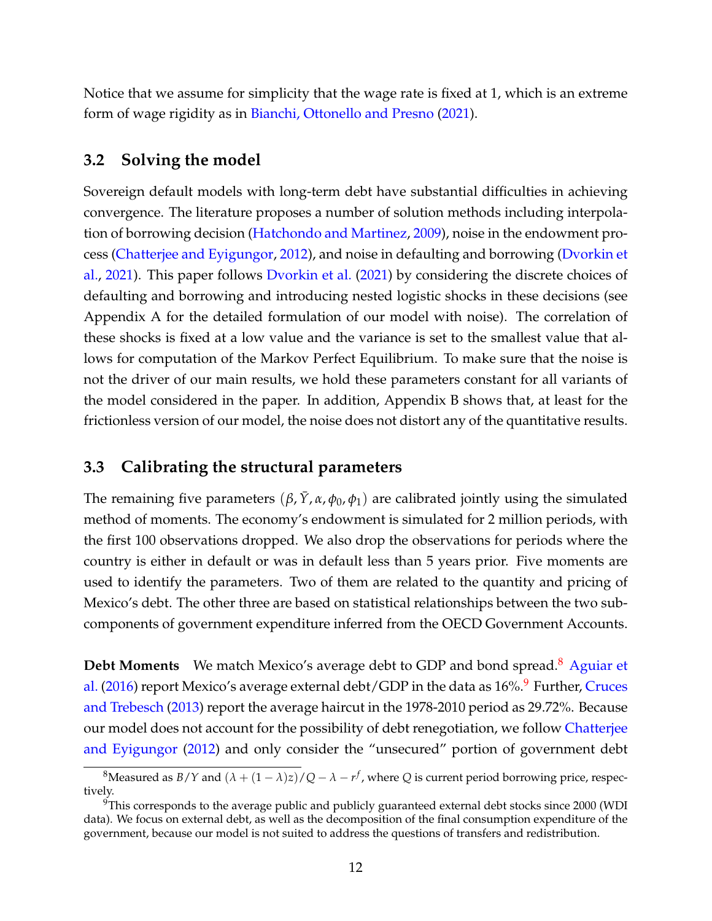Notice that we assume for simplicity that the wage rate is fixed at 1, which is an extreme form of wage rigidity as in Bianchi, Ottonello and Presno (2021).

### 3.2 Solving the model

Sovereign default models with long-term debt have substantial difficulties in achieving convergence. The literature proposes a number of solution methods including interpolation of borrowing decision (Hatchondo and Martinez, 2009), noise in the endowment process (Chatterjee and Eyigungor, 2012), and noise in defaulting and borrowing (Dvorkin et al., 2021). This paper follows Dvorkin et al. (2021) by considering the discrete choices of defaulting and borrowing and introducing nested logistic shocks in these decisions (see Appendix A for the detailed formulation of our model with noise). The correlation of these shocks is fixed at a low value and the variance is set to the smallest value that allows for computation of the Markov Perfect Equilibrium. To make sure that the noise is not the driver of our main results, we hold these parameters constant for all variants of the model considered in the paper. In addition, Appendix B shows that, at least for the frictionless version of our model, the noise does not distort any of the quantitative results.

### 3.3 Calibrating the structural parameters

The remaining five parameters $(\beta, \bar{Y}, \alpha, \phi_0, \phi_1)$ are calibrated jointly using the simulated method of moments. The economy's endowment is simulated for 2 million periods, with the first 100 observations dropped. We also drop the observations for periods where the country is either in default or was in default less than 5 years prior. Five moments are used to identify the parameters. Two of them are related to the quantity and pricing of Mexico's debt. The other three are based on statistical relationships between the two subcomponents of government expenditure inferred from the OECD Government Accounts.

**Debt Moments** We match Mexico's average debt to GDP and bond spread.[8] Aguiar et al. (2016) report Mexico's average external debt/GDP in the data as 16%.[9] Further, Cruces and Trebesch (2013) report the average haircut in the 1978-2010 period as 29.72%. Because our model does not account for the possibility of debt renegotiation, we follow Chatterjee and Eyigungor (2012) and only consider the "unsecured" portion of government debt

[8] Measured as $B/Y$ and $(\lambda + (1-\lambda)z)/Q - \lambda - r^f$, where $Q$ is current period borrowing price, respectively.

[9] This corresponds to the average public and publicly guaranteed external debt stocks since 2000 (WDI data). We focus on external debt, as well as the decomposition of the final consumption expenditure of the government, because our model is not suited to address the questions of transfers and redistribution.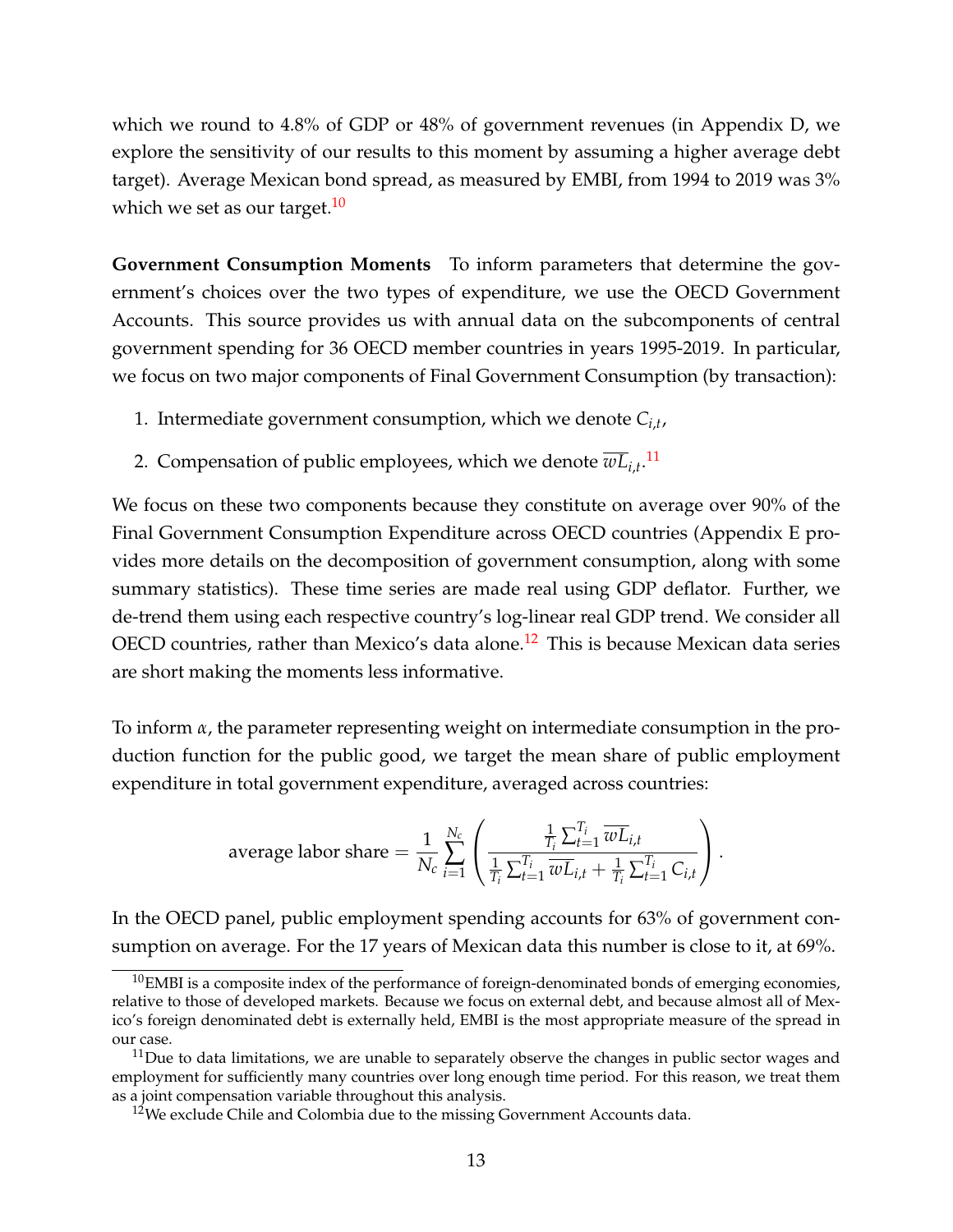which we round to 4.8% of GDP or 48% of government revenues (in Appendix D, we explore the sensitivity of our results to this moment by assuming a higher average debt target). Average Mexican bond spread, as measured by EMBI, from 1994 to 2019 was 3% which we set as our target.[10]

**Government Consumption Moments** To inform parameters that determine the government's choices over the two types of expenditure, we use the OECD Government Accounts. This source provides us with annual data on the subcomponents of central government spending for 36 OECD member countries in years 1995-2019. In particular, we focus on two major components of Final Government Consumption (by transaction):

1. Intermediate government consumption, which we denote $C_{i,t}$,
2. Compensation of public employees, which we denote $\overline{wL}_{i,t}$.[11]

We focus on these two components because they constitute on average over 90% of the Final Government Consumption Expenditure across OECD countries (Appendix E provides more details on the decomposition of government consumption, along with some summary statistics). These time series are made real using GDP deflator. Further, we de-trend them using each respective country's log-linear real GDP trend. We consider all OECD countries, rather than Mexico's data alone.[12] This is because Mexican data series are short making the moments less informative.

To inform $\alpha$, the parameter representing weight on intermediate consumption in the production function for the public good, we target the mean share of public employment expenditure in total government expenditure, averaged across countries:

$$\text{average labor share} = \frac{1}{N_c}\sum_{i=1}^{N_c}\left(\frac{\frac{1}{T_i}\sum_{t=1}^{T_i}\overline{wL}_{i,t}}{\frac{1}{T_i}\sum_{t=1}^{T_i}\overline{wL}_{i,t}+\frac{1}{T_i}\sum_{t=1}^{T_i}C_{i,t}}\right).$$

In the OECD panel, public employment spending accounts for 63% of government consumption on average. For the 17 years of Mexican data this number is close to it, at 69%.

[10] EMBI is a composite index of the performance of foreign-denominated bonds of emerging economies, relative to those of developed markets. Because we focus on external debt, and because almost all of Mexico's foreign denominated debt is externally held, EMBI is the most appropriate measure of the spread in our case.

[11] Due to data limitations, we are unable to separately observe the changes in public sector wages and employment for sufficiently many countries over long enough time period. For this reason, we treat them as a joint compensation variable throughout this analysis.

[12] We exclude Chile and Colombia due to the missing Government Accounts data.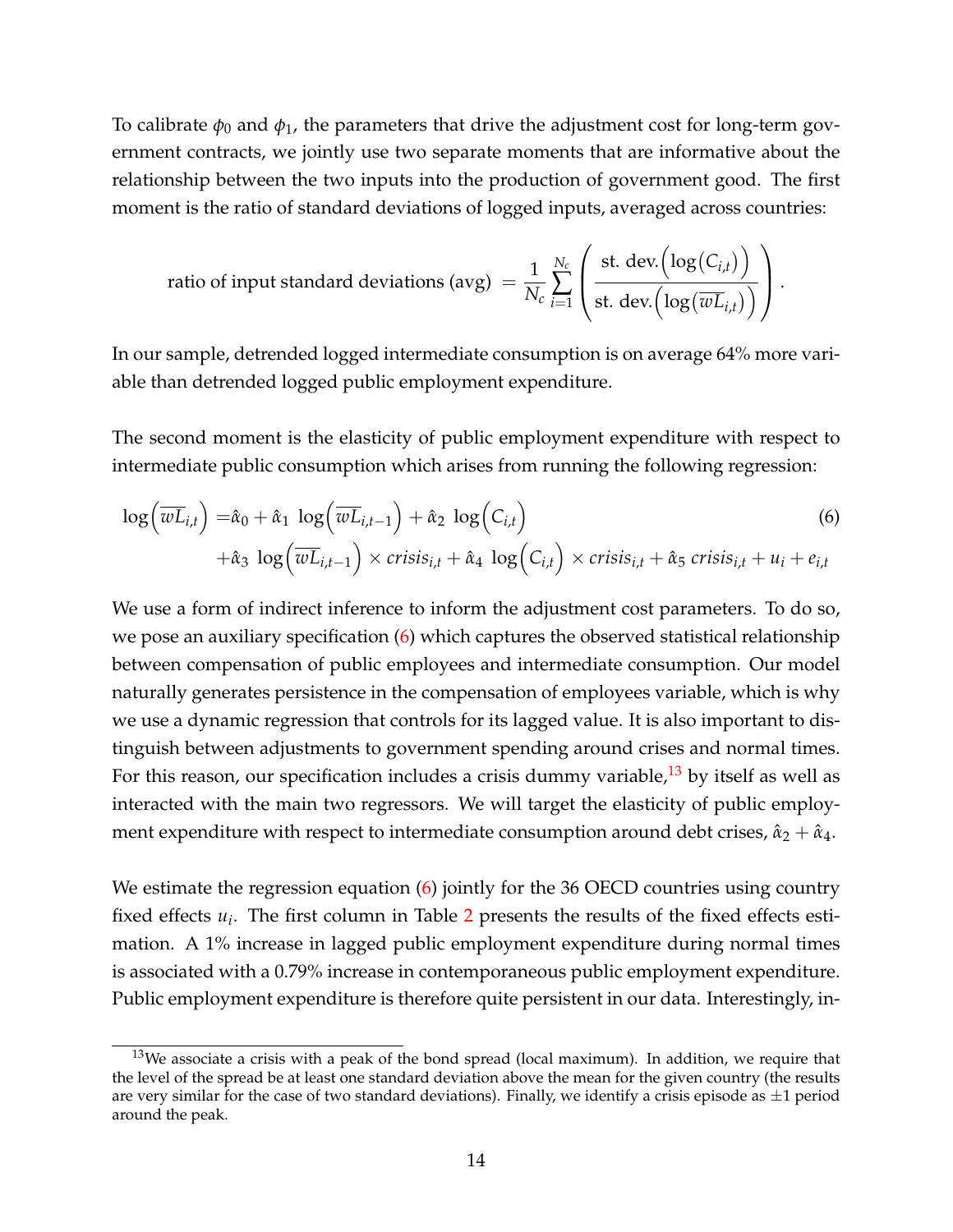To calibrate $\phi_0$ and $\phi_1$, the parameters that drive the adjustment cost for long-term government contracts, we jointly use two separate moments that are informative about the relationship between the two inputs into the production of government good. The first moment is the ratio of standard deviations of logged inputs, averaged across countries:

$$\text{ratio of input standard deviations (avg)} = \frac{1}{N_c} \sum_{i=1}^{N_c} \left( \frac{\text{st. dev.}\Big(\log\big(C_{i,t}\big)\Big)}{\text{st. dev.}\Big(\log\big(\overline{wL}_{i,t}\big)\Big)} \right).$$

In our sample, detrended logged intermediate consumption is on average 64% more variable than detrended logged public employment expenditure.

The second moment is the elasticity of public employment expenditure with respect to intermediate public consumption which arises from running the following regression:

$$\begin{aligned}
\log\Big(\overline{wL}_{i,t}\Big) =& \hat{\alpha}_0 + \hat{\alpha}_1 \log\Big(\overline{wL}_{i,t-1}\Big) + \hat{\alpha}_2 \log\Big(C_{i,t}\Big) \\
&+ \hat{\alpha}_3 \log\Big(\overline{wL}_{i,t-1}\Big) \times crisis_{i,t} + \hat{\alpha}_4 \log\Big(C_{i,t}\Big) \times crisis_{i,t} + \hat{\alpha}_5\, crisis_{i,t} + u_i + e_{i,t}
\end{aligned} \tag{6}$$

We use a form of indirect inference to inform the adjustment cost parameters. To do so, we pose an auxiliary specification (6) which captures the observed statistical relationship between compensation of public employees and intermediate consumption. Our model naturally generates persistence in the compensation of employees variable, which is why we use a dynamic regression that controls for its lagged value. It is also important to distinguish between adjustments to government spending around crises and normal times. For this reason, our specification includes a crisis dummy variable,[13] by itself as well as interacted with the main two regressors. We will target the elasticity of public employment expenditure with respect to intermediate consumption around debt crises, $\hat{\alpha}_2 + \hat{\alpha}_4$.

We estimate the regression equation (6) jointly for the 36 OECD countries using country fixed effects $u_i$. The first column in Table 2 presents the results of the fixed effects estimation. A 1% increase in lagged public employment expenditure during normal times is associated with a 0.79% increase in contemporaneous public employment expenditure. Public employment expenditure is therefore quite persistent in our data. Interestingly, in-

[13] We associate a crisis with a peak of the bond spread (local maximum). In addition, we require that the level of the spread be at least one standard deviation above the mean for the given country (the results are very similar for the case of two standard deviations). Finally, we identify a crisis episode as $\pm 1$ period around the peak.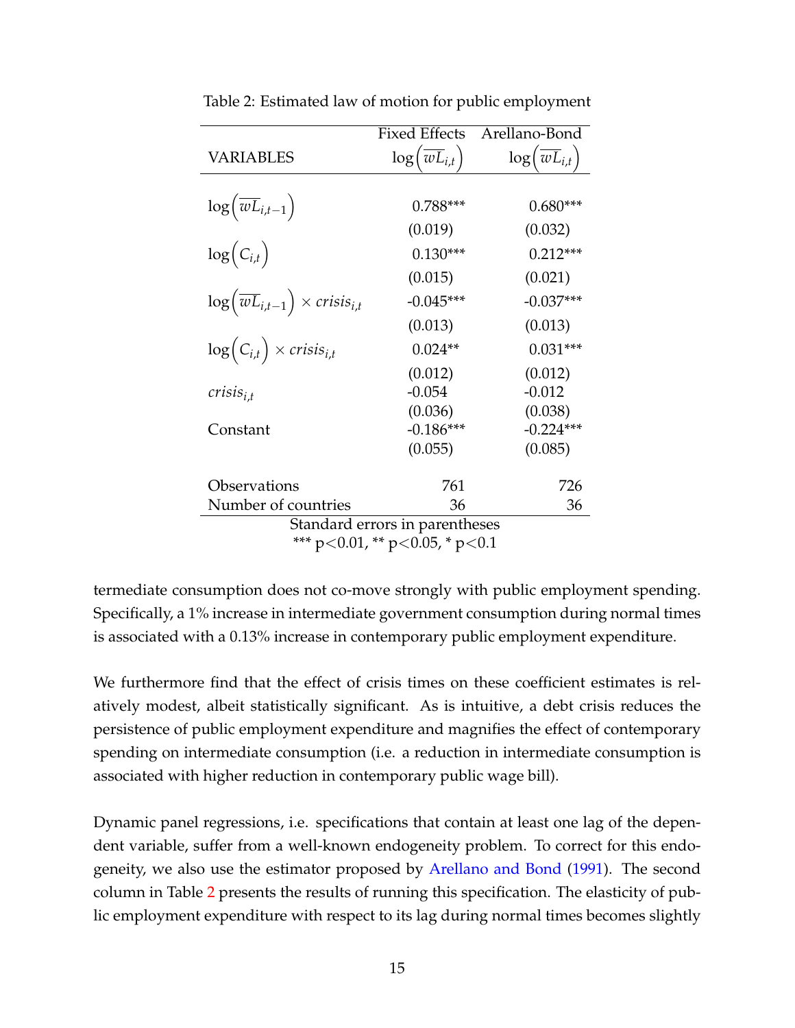Table 2: Estimated law of motion for public employment

| | Fixed Effects | Arellano-Bond |
|---|---|---|
| VARIABLES | $\log\left(\overline{wL}_{i,t}\right)$ | $\log\left(\overline{wL}_{i,t}\right)$ |
| $\log\left(\overline{wL}_{i,t-1}\right)$ | 0.788*** | 0.680*** |
| | (0.019) | (0.032) |
| $\log\left(C_{i,t}\right)$ | 0.130*** | 0.212*** |
| | (0.015) | (0.021) |
| $\log\left(\overline{wL}_{i,t-1}\right) \times crisis_{i,t}$ | -0.045*** | -0.037*** |
| | (0.013) | (0.013) |
| $\log\left(C_{i,t}\right) \times crisis_{i,t}$ | 0.024** | 0.031*** |
| | (0.012) | (0.012) |
| $crisis_{i,t}$ | -0.054 | -0.012 |
| | (0.036) | (0.038) |
| Constant | -0.186*** | -0.224*** |
| | (0.055) | (0.085) |
| Observations | 761 | 726 |
| Number of countries | 36 | 36 |

Standard errors in parentheses
*** p<0.01, ** p<0.05, * p<0.1

termediate consumption does not co-move strongly with public employment spending. Specifically, a 1% increase in intermediate government consumption during normal times is associated with a 0.13% increase in contemporary public employment expenditure.

We furthermore find that the effect of crisis times on these coefficient estimates is relatively modest, albeit statistically significant. As is intuitive, a debt crisis reduces the persistence of public employment expenditure and magnifies the effect of contemporary spending on intermediate consumption (i.e. a reduction in intermediate consumption is associated with higher reduction in contemporary public wage bill).

Dynamic panel regressions, i.e. specifications that contain at least one lag of the dependent variable, suffer from a well-known endogeneity problem. To correct for this endogeneity, we also use the estimator proposed by Arellano and Bond (1991). The second column in Table 2 presents the results of running this specification. The elasticity of public employment expenditure with respect to its lag during normal times becomes slightly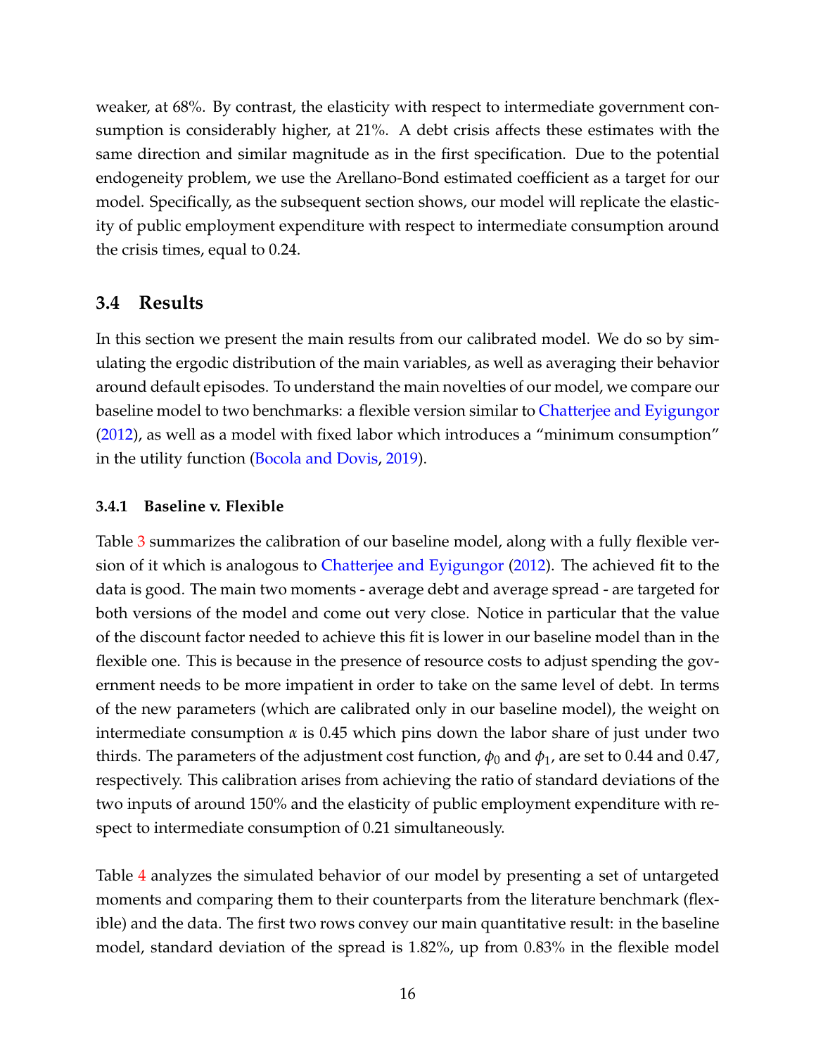weaker, at 68%. By contrast, the elasticity with respect to intermediate government consumption is considerably higher, at 21%. A debt crisis affects these estimates with the same direction and similar magnitude as in the first specification. Due to the potential endogeneity problem, we use the Arellano-Bond estimated coefficient as a target for our model. Specifically, as the subsequent section shows, our model will replicate the elasticity of public employment expenditure with respect to intermediate consumption around the crisis times, equal to 0.24.

## 3.4 Results

In this section we present the main results from our calibrated model. We do so by simulating the ergodic distribution of the main variables, as well as averaging their behavior around default episodes. To understand the main novelties of our model, we compare our baseline model to two benchmarks: a flexible version similar to Chatterjee and Eyigungor (2012), as well as a model with fixed labor which introduces a "minimum consumption" in the utility function (Bocola and Dovis, 2019).

### 3.4.1 Baseline v. Flexible

Table 3 summarizes the calibration of our baseline model, along with a fully flexible version of it which is analogous to Chatterjee and Eyigungor (2012). The achieved fit to the data is good. The main two moments - average debt and average spread - are targeted for both versions of the model and come out very close. Notice in particular that the value of the discount factor needed to achieve this fit is lower in our baseline model than in the flexible one. This is because in the presence of resource costs to adjust spending the government needs to be more impatient in order to take on the same level of debt. In terms of the new parameters (which are calibrated only in our baseline model), the weight on intermediate consumption $\alpha$ is 0.45 which pins down the labor share of just under two thirds. The parameters of the adjustment cost function, $\phi_0$ and $\phi_1$, are set to 0.44 and 0.47, respectively. This calibration arises from achieving the ratio of standard deviations of the two inputs of around 150% and the elasticity of public employment expenditure with respect to intermediate consumption of 0.21 simultaneously.

Table 4 analyzes the simulated behavior of our model by presenting a set of untargeted moments and comparing them to their counterparts from the literature benchmark (flexible) and the data. The first two rows convey our main quantitative result: in the baseline model, standard deviation of the spread is 1.82%, up from 0.83% in the flexible model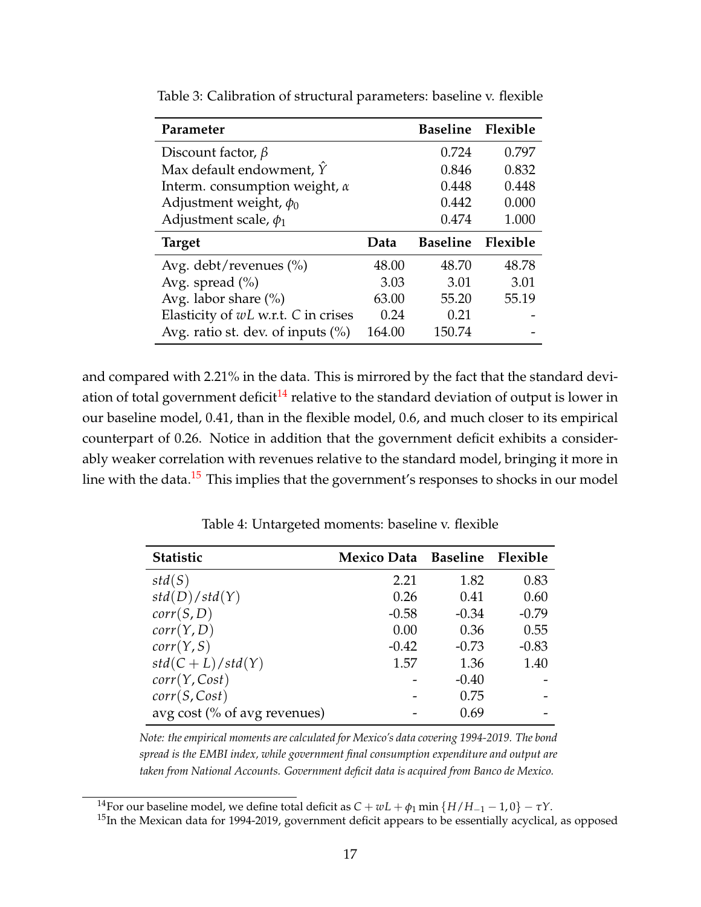Table 3: Calibration of structural parameters: baseline v. flexible

| Parameter | | Baseline | Flexible |
|---|---|---|---|
| Discount factor, $\beta$ | | 0.724 | 0.797 |
| Max default endowment, $\hat{Y}$ | | 0.846 | 0.832 |
| Interm. consumption weight, $\alpha$ | | 0.448 | 0.448 |
| Adjustment weight, $\phi_0$ | | 0.442 | 0.000 |
| Adjustment scale, $\phi_1$ | | 0.474 | 1.000 |
| **Target** | **Data** | **Baseline** | **Flexible** |
| Avg. debt/revenues (%) | 48.00 | 48.70 | 48.78 |
| Avg. spread (%) | 3.03 | 3.01 | 3.01 |
| Avg. labor share (%) | 63.00 | 55.20 | 55.19 |
| Elasticity of $wL$ w.r.t. $C$ in crises | 0.24 | 0.21 | - |
| Avg. ratio st. dev. of inputs (%) | 164.00 | 150.74 | - |

and compared with 2.21% in the data. This is mirrored by the fact that the standard deviation of total government deficit[14] relative to the standard deviation of output is lower in our baseline model, 0.41, than in the flexible model, 0.6, and much closer to its empirical counterpart of 0.26. Notice in addition that the government deficit exhibits a considerably weaker correlation with revenues relative to the standard model, bringing it more in line with the data.[15] This implies that the government's responses to shocks in our model

Table 4: Untargeted moments: baseline v. flexible

| Statistic | Mexico Data | Baseline | Flexible |
|---|---|---|---|
| $std(S)$ | 2.21 | 1.82 | 0.83 |
| $std(D)/std(Y)$ | 0.26 | 0.41 | 0.60 |
| $corr(S,D)$ | -0.58 | -0.34 | -0.79 |
| $corr(Y,D)$ | 0.00 | 0.36 | 0.55 |
| $corr(Y,S)$ | -0.42 | -0.73 | -0.83 |
| $std(C+L)/std(Y)$ | 1.57 | 1.36 | 1.40 |
| $corr(Y,Cost)$ | - | -0.40 | - |
| $corr(S,Cost)$ | - | 0.75 | - |
| avg cost (% of avg revenues) | - | 0.69 | - |

*Note: the empirical moments are calculated for Mexico's data covering 1994-2019. The bond spread is the EMBI index, while government final consumption expenditure and output are taken from National Accounts. Government deficit data is acquired from Banco de Mexico.*

[14] For our baseline model, we define total deficit as $C + wL + \phi_1 \min\{H/H_{-1} - 1, 0\} - \tau Y$.

[15] In the Mexican data for 1994-2019, government deficit appears to be essentially acyclical, as opposed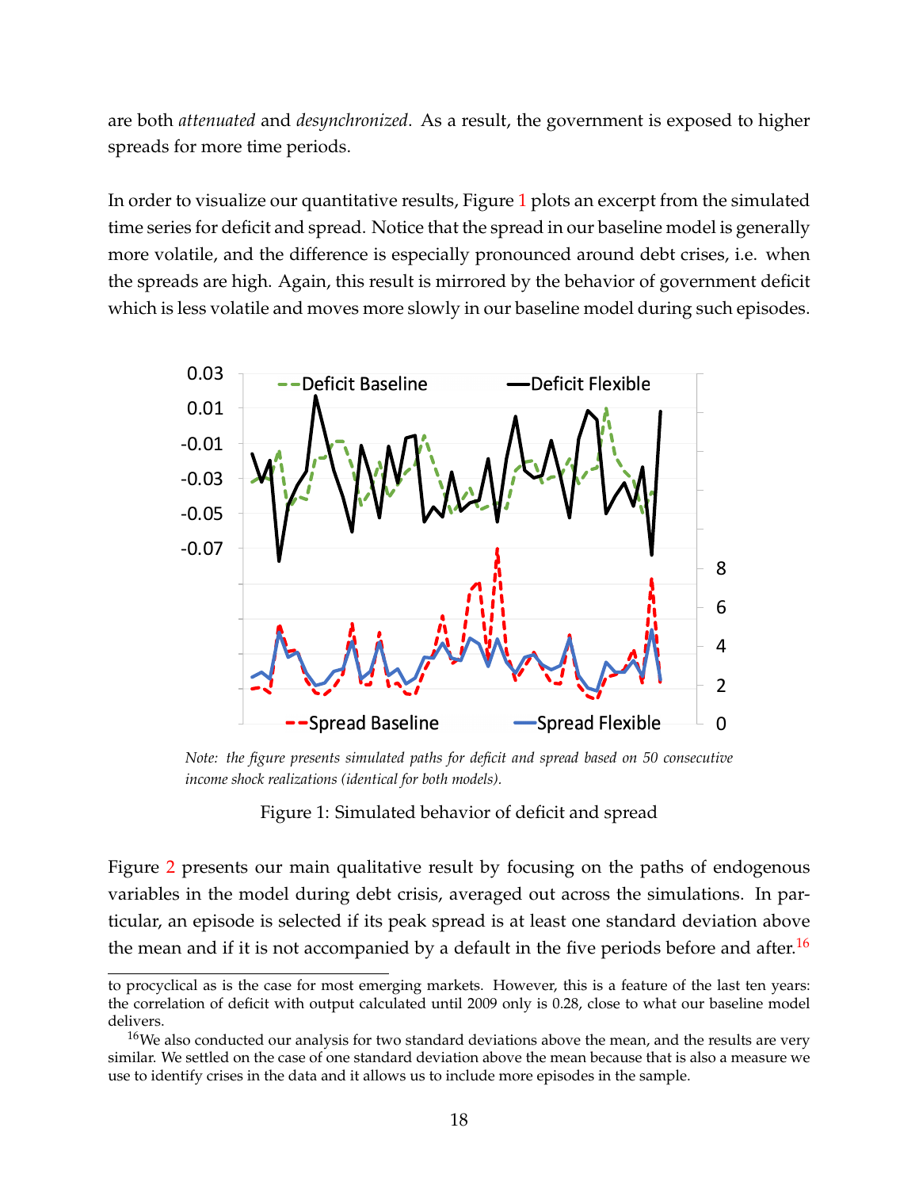are both *attenuated* and *desynchronized*. As a result, the government is exposed to higher spreads for more time periods.

In order to visualize our quantitative results, Figure 1 plots an excerpt from the simulated time series for deficit and spread. Notice that the spread in our baseline model is generally more volatile, and the difference is especially pronounced around debt crises, i.e. when the spreads are high. Again, this result is mirrored by the behavior of government deficit which is less volatile and moves more slowly in our baseline model during such episodes.

*Note: the figure presents simulated paths for deficit and spread based on 50 consecutive income shock realizations (identical for both models).*

Figure 1: Simulated behavior of deficit and spread

Figure 2 presents our main qualitative result by focusing on the paths of endogenous variables in the model during debt crisis, averaged out across the simulations. In particular, an episode is selected if its peak spread is at least one standard deviation above the mean and if it is not accompanied by a default in the five periods before and after.[16]

---

to procyclical as is the case for most emerging markets. However, this is a feature of the last ten years: the correlation of deficit with output calculated until 2009 only is 0.28, close to what our baseline model delivers.

[16] We also conducted our analysis for two standard deviations above the mean, and the results are very similar. We settled on the case of one standard deviation above the mean because that is also a measure we use to identify crises in the data and it allows us to include more episodes in the sample.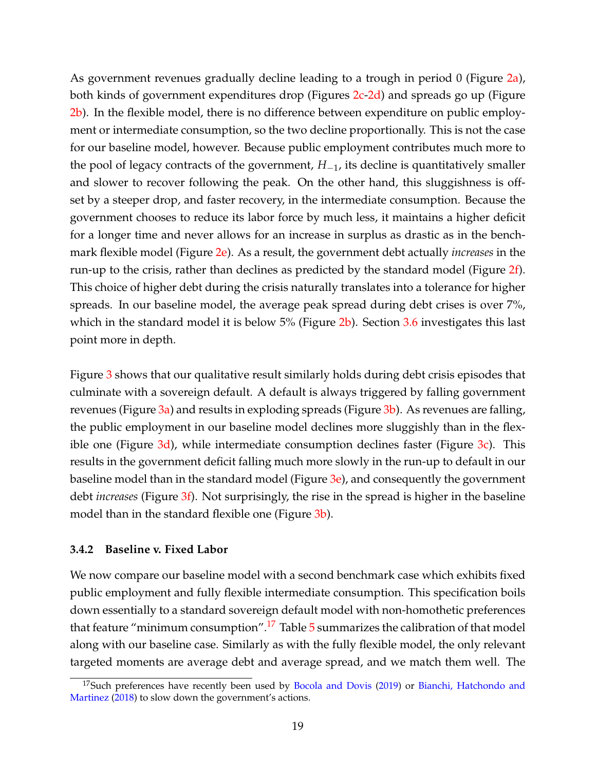As government revenues gradually decline leading to a trough in period 0 (Figure 2a), both kinds of government expenditures drop (Figures 2c-2d) and spreads go up (Figure 2b). In the flexible model, there is no difference between expenditure on public employment or intermediate consumption, so the two decline proportionally. This is not the case for our baseline model, however. Because public employment contributes much more to the pool of legacy contracts of the government, $H_{-1}$, its decline is quantitatively smaller and slower to recover following the peak. On the other hand, this sluggishness is offset by a steeper drop, and faster recovery, in the intermediate consumption. Because the government chooses to reduce its labor force by much less, it maintains a higher deficit for a longer time and never allows for an increase in surplus as drastic as in the benchmark flexible model (Figure 2e). As a result, the government debt actually *increases* in the run-up to the crisis, rather than declines as predicted by the standard model (Figure 2f). This choice of higher debt during the crisis naturally translates into a tolerance for higher spreads. In our baseline model, the average peak spread during debt crises is over 7%, which in the standard model it is below 5% (Figure 2b). Section 3.6 investigates this last point more in depth.

Figure 3 shows that our qualitative result similarly holds during debt crisis episodes that culminate with a sovereign default. A default is always triggered by falling government revenues (Figure 3a) and results in exploding spreads (Figure 3b). As revenues are falling, the public employment in our baseline model declines more sluggishly than in the flexible one (Figure 3d), while intermediate consumption declines faster (Figure 3c). This results in the government deficit falling much more slowly in the run-up to default in our baseline model than in the standard model (Figure 3e), and consequently the government debt *increases* (Figure 3f). Not surprisingly, the rise in the spread is higher in the baseline model than in the standard flexible one (Figure 3b).

### 3.4.2 Baseline v. Fixed Labor

We now compare our baseline model with a second benchmark case which exhibits fixed public employment and fully flexible intermediate consumption. This specification boils down essentially to a standard sovereign default model with non-homothetic preferences that feature "minimum consumption".[17] Table 5 summarizes the calibration of that model along with our baseline case. Similarly as with the fully flexible model, the only relevant targeted moments are average debt and average spread, and we match them well. The

[17] Such preferences have recently been used by Bocola and Dovis (2019) or Bianchi, Hatchondo and Martinez (2018) to slow down the government's actions.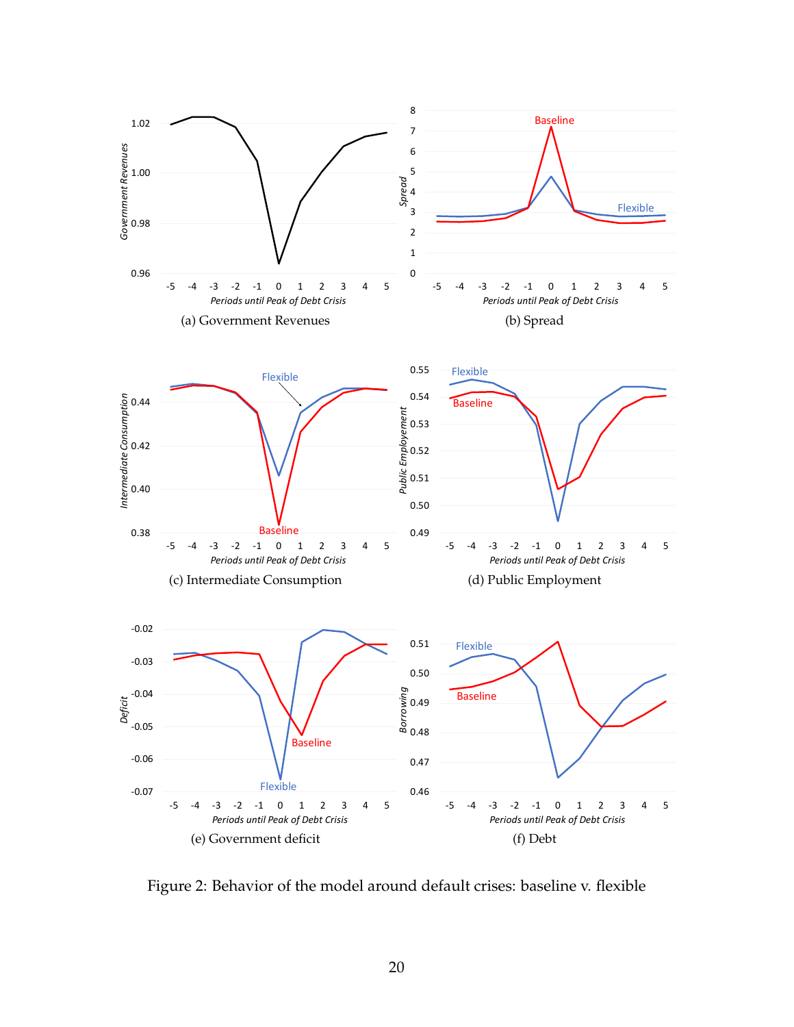(a) Government Revenues

(b) Spread

(c) Intermediate Consumption

(d) Public Employment

(e) Government deficit

(f) Debt

Figure 2: Behavior of the model around default crises: baseline v. flexible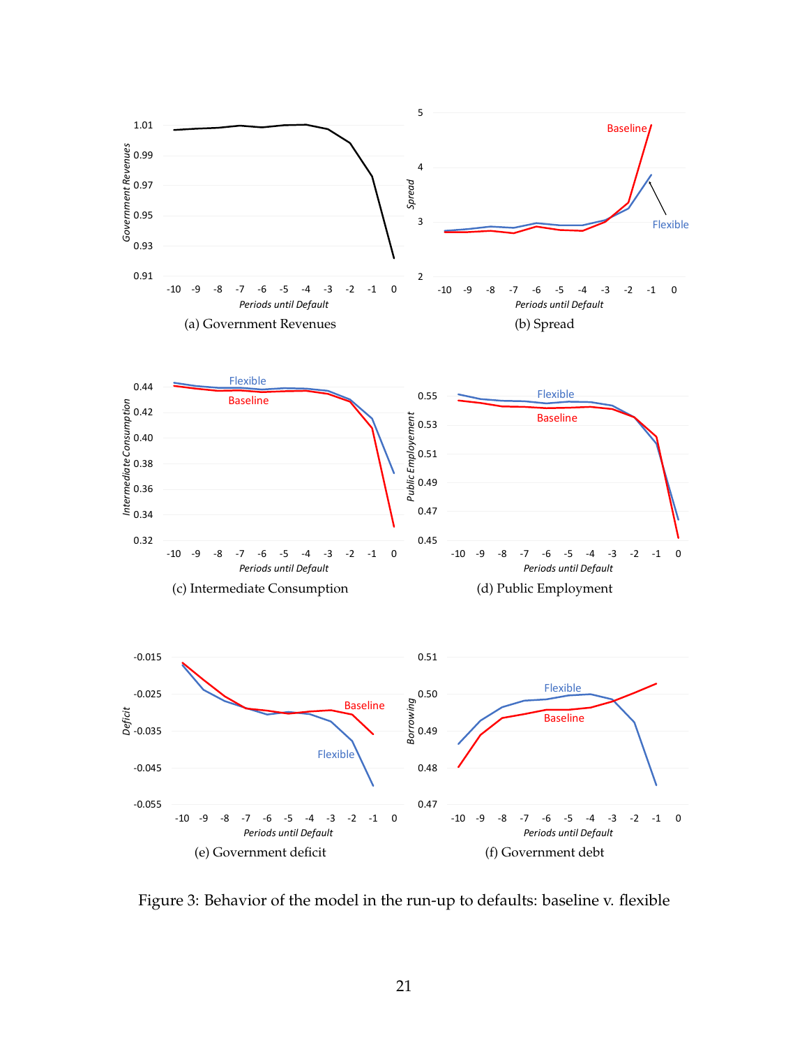(a) Government Revenues

(b) Spread

(c) Intermediate Consumption

(d) Public Employment

(e) Government deficit

(f) Government debt

Figure 3: Behavior of the model in the run-up to defaults: baseline v. flexible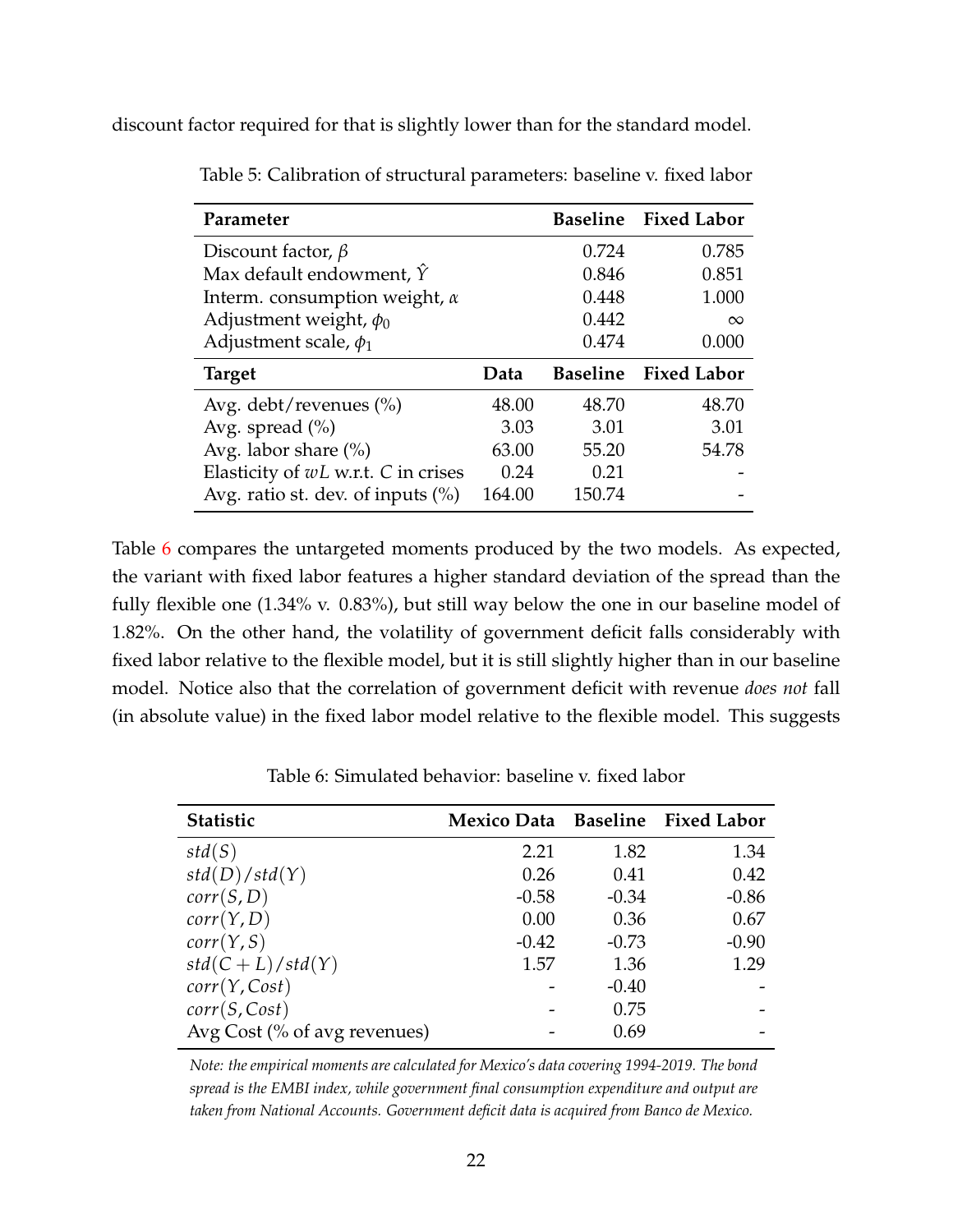discount factor required for that is slightly lower than for the standard model.

Table 5: Calibration of structural parameters: baseline v. fixed labor

| Parameter | | Baseline | Fixed Labor |
|---|---|---|---|
| Discount factor, $\beta$ | | 0.724 | 0.785 |
| Max default endowment, $\hat{Y}$ | | 0.846 | 0.851 |
| Interm. consumption weight, $\alpha$ | | 0.448 | 1.000 |
| Adjustment weight, $\phi_0$ | | 0.442 | $\infty$ |
| Adjustment scale, $\phi_1$ | | 0.474 | 0.000 |
| **Target** | **Data** | **Baseline** | **Fixed Labor** |
| Avg. debt/revenues (%) | 48.00 | 48.70 | 48.70 |
| Avg. spread (%) | 3.03 | 3.01 | 3.01 |
| Avg. labor share (%) | 63.00 | 55.20 | 54.78 |
| Elasticity of $wL$ w.r.t. $C$ in crises | 0.24 | 0.21 | - |
| Avg. ratio st. dev. of inputs (%) | 164.00 | 150.74 | - |

Table 6 compares the untargeted moments produced by the two models. As expected, the variant with fixed labor features a higher standard deviation of the spread than the fully flexible one (1.34% v. 0.83%), but still way below the one in our baseline model of 1.82%. On the other hand, the volatility of government deficit falls considerably with fixed labor relative to the flexible model, but it is still slightly higher than in our baseline model. Notice also that the correlation of government deficit with revenue *does not* fall (in absolute value) in the fixed labor model relative to the flexible model. This suggests

Table 6: Simulated behavior: baseline v. fixed labor

| Statistic | Mexico Data | Baseline | Fixed Labor |
|---|---|---|---|
| $std(S)$ | 2.21 | 1.82 | 1.34 |
| $std(D)/std(Y)$ | 0.26 | 0.41 | 0.42 |
| $corr(S,D)$ | -0.58 | -0.34 | -0.86 |
| $corr(Y,D)$ | 0.00 | 0.36 | 0.67 |
| $corr(Y,S)$ | -0.42 | -0.73 | -0.90 |
| $std(C+L)/std(Y)$ | 1.57 | 1.36 | 1.29 |
| $corr(Y,Cost)$ | - | -0.40 | - |
| $corr(S,Cost)$ | - | 0.75 | - |
| Avg Cost (% of avg revenues) | - | 0.69 | - |

*Note: the empirical moments are calculated for Mexico's data covering 1994-2019. The bond spread is the EMBI index, while government final consumption expenditure and output are taken from National Accounts. Government deficit data is acquired from Banco de Mexico.*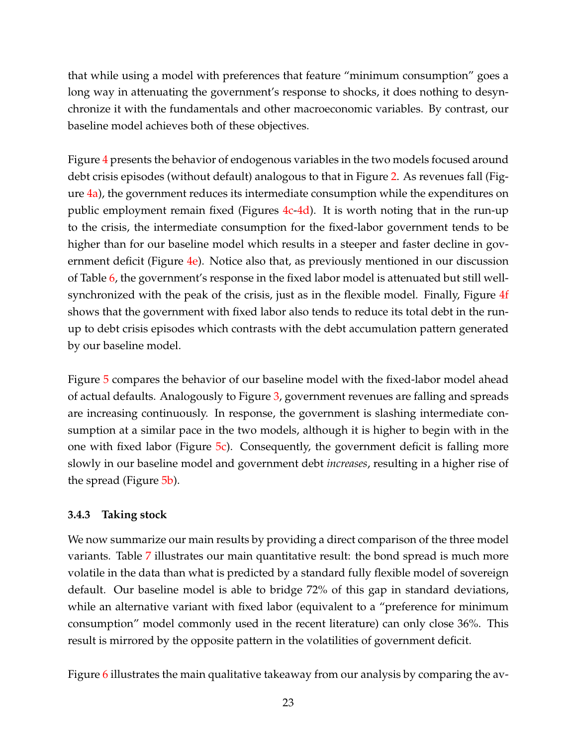that while using a model with preferences that feature "minimum consumption" goes a long way in attenuating the government's response to shocks, it does nothing to desynchronize it with the fundamentals and other macroeconomic variables. By contrast, our baseline model achieves both of these objectives.

Figure 4 presents the behavior of endogenous variables in the two models focused around debt crisis episodes (without default) analogous to that in Figure 2. As revenues fall (Figure 4a), the government reduces its intermediate consumption while the expenditures on public employment remain fixed (Figures 4c-4d). It is worth noting that in the run-up to the crisis, the intermediate consumption for the fixed-labor government tends to be higher than for our baseline model which results in a steeper and faster decline in government deficit (Figure 4e). Notice also that, as previously mentioned in our discussion of Table 6, the government's response in the fixed labor model is attenuated but still well-synchronized with the peak of the crisis, just as in the flexible model. Finally, Figure 4f shows that the government with fixed labor also tends to reduce its total debt in the run-up to debt crisis episodes which contrasts with the debt accumulation pattern generated by our baseline model.

Figure 5 compares the behavior of our baseline model with the fixed-labor model ahead of actual defaults. Analogously to Figure 3, government revenues are falling and spreads are increasing continuously. In response, the government is slashing intermediate consumption at a similar pace in the two models, although it is higher to begin with in the one with fixed labor (Figure 5c). Consequently, the government deficit is falling more slowly in our baseline model and government debt *increases*, resulting in a higher rise of the spread (Figure 5b).

### 3.4.3 Taking stock

We now summarize our main results by providing a direct comparison of the three model variants. Table 7 illustrates our main quantitative result: the bond spread is much more volatile in the data than what is predicted by a standard fully flexible model of sovereign default. Our baseline model is able to bridge 72% of this gap in standard deviations, while an alternative variant with fixed labor (equivalent to a "preference for minimum consumption" model commonly used in the recent literature) can only close 36%. This result is mirrored by the opposite pattern in the volatilities of government deficit.

Figure 6 illustrates the main qualitative takeaway from our analysis by comparing the av-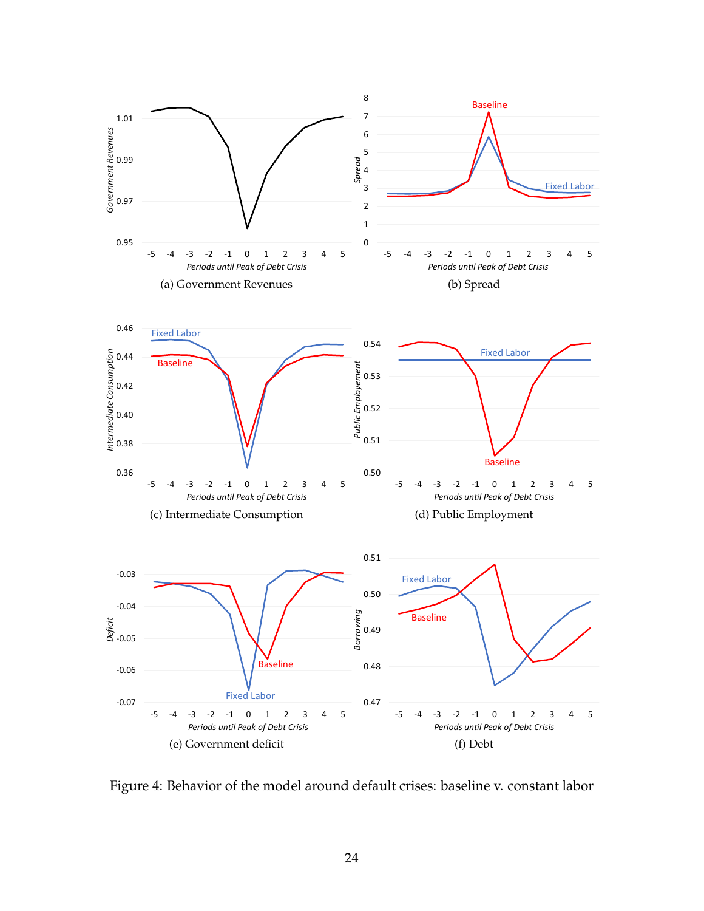(a) Government Revenues

(b) Spread

(c) Intermediate Consumption

(d) Public Employment

(e) Government deficit

(f) Debt

Figure 4: Behavior of the model around default crises: baseline v. constant labor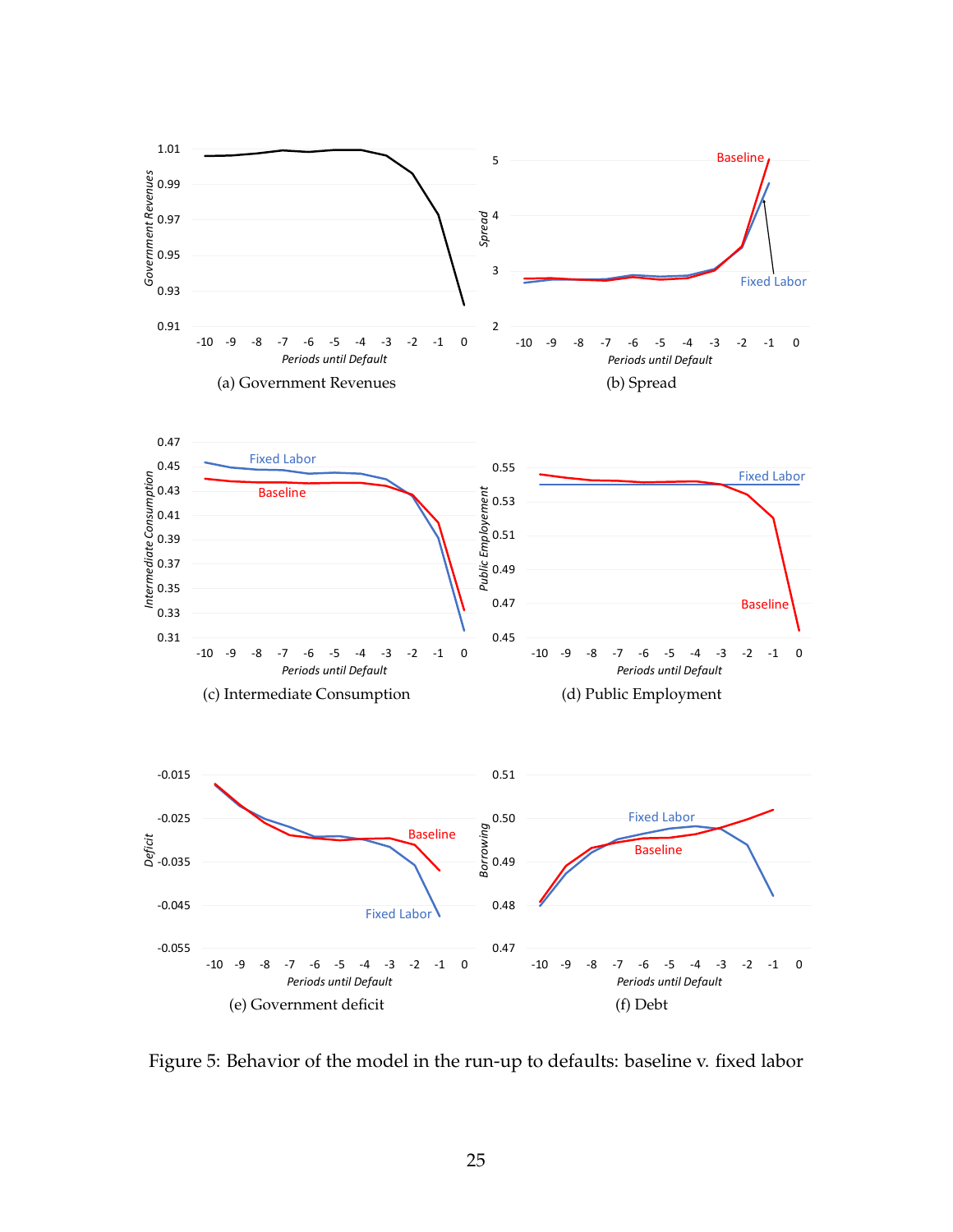(a) Government Revenues

(b) Spread

(c) Intermediate Consumption

(d) Public Employment

(e) Government deficit

(f) Debt

Figure 5: Behavior of the model in the run-up to defaults: baseline v. fixed labor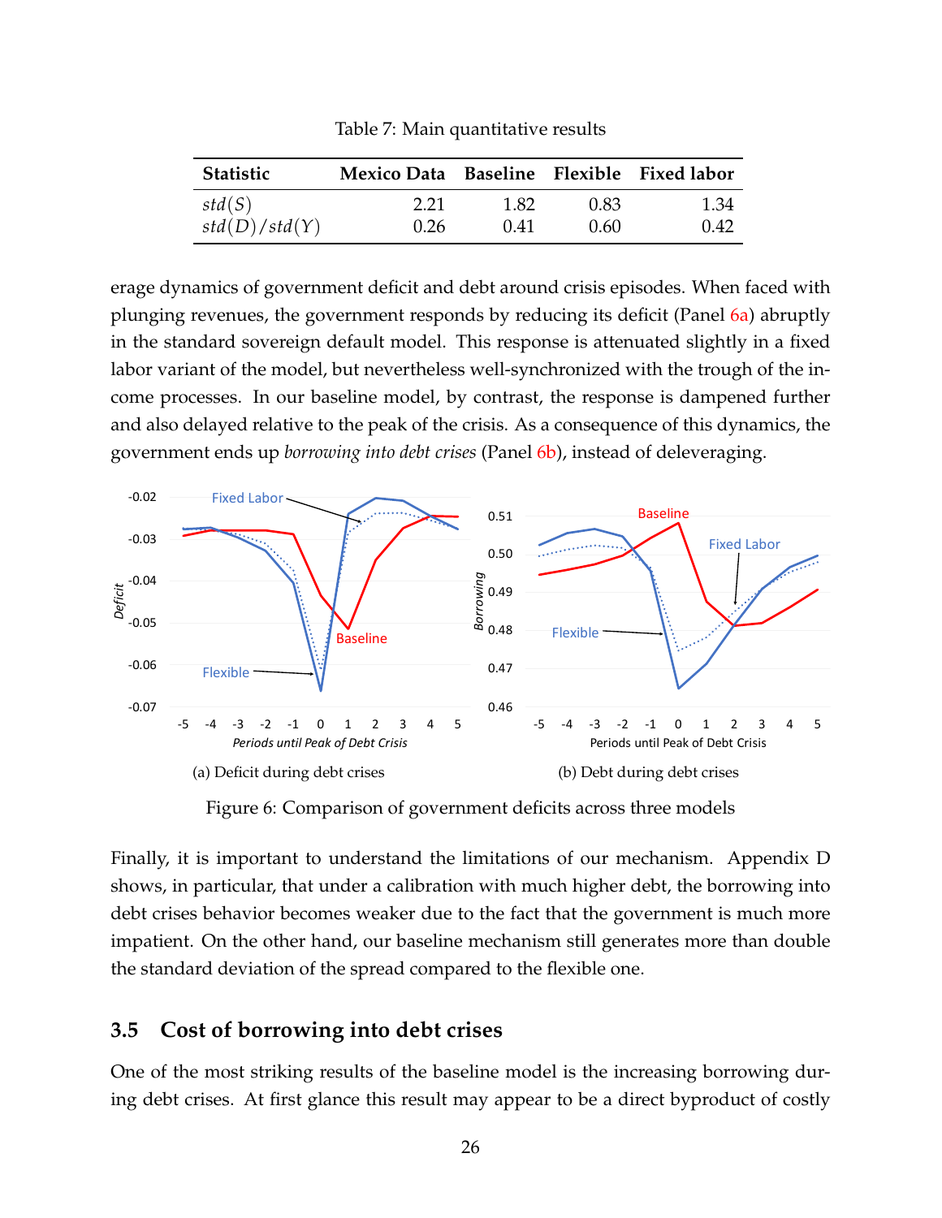Table 7: Main quantitative results

| Statistic | Mexico Data | Baseline | Flexible | Fixed labor |
|---|---|---|---|---|
| $std(S)$ | 2.21 | 1.82 | 0.83 | 1.34 |
| $std(D)/std(Y)$ | 0.26 | 0.41 | 0.60 | 0.42 |

erage dynamics of government deficit and debt around crisis episodes. When faced with plunging revenues, the government responds by reducing its deficit (Panel 6a) abruptly in the standard sovereign default model. This response is attenuated slightly in a fixed labor variant of the model, but nevertheless well-synchronized with the trough of the income processes. In our baseline model, by contrast, the response is dampened further and also delayed relative to the peak of the crisis. As a consequence of this dynamics, the government ends up *borrowing into debt crises* (Panel 6b), instead of deleveraging.

(a) Deficit during debt crises

(b) Debt during debt crises

Figure 6: Comparison of government deficits across three models

Finally, it is important to understand the limitations of our mechanism. Appendix D shows, in particular, that under a calibration with much higher debt, the borrowing into debt crises behavior becomes weaker due to the fact that the government is much more impatient. On the other hand, our baseline mechanism still generates more than double the standard deviation of the spread compared to the flexible one.

## 3.5 Cost of borrowing into debt crises

One of the most striking results of the baseline model is the increasing borrowing during debt crises. At first glance this result may appear to be a direct byproduct of costly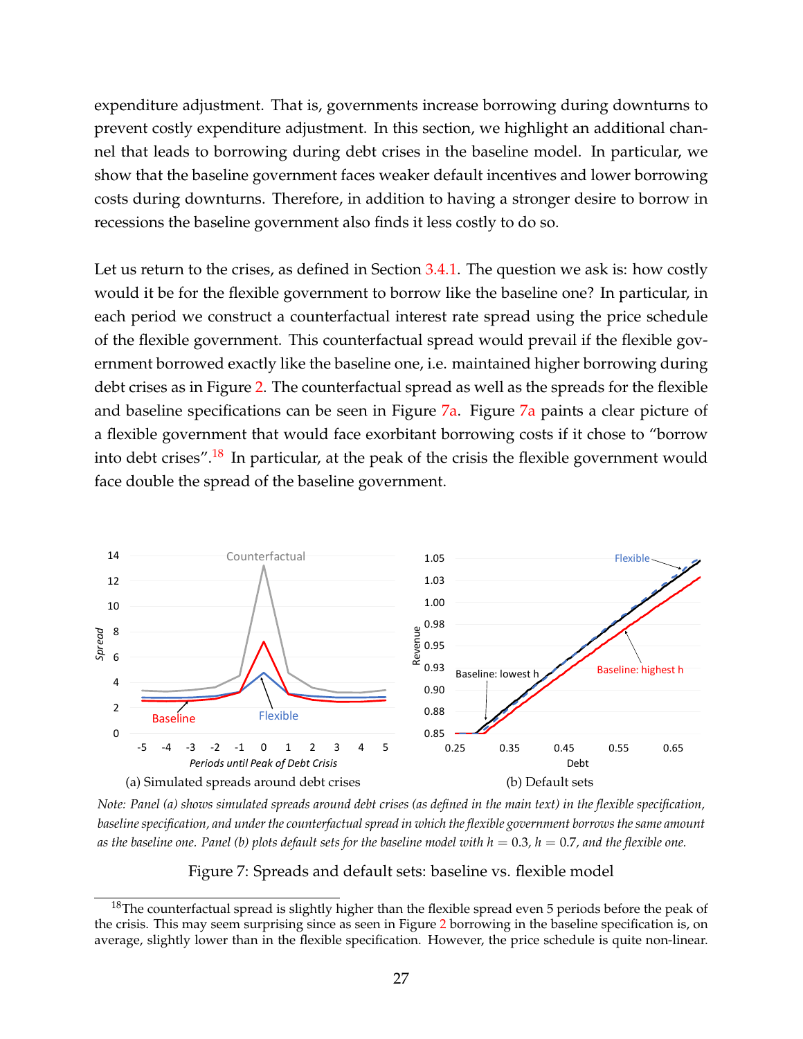expenditure adjustment. That is, governments increase borrowing during downturns to prevent costly expenditure adjustment. In this section, we highlight an additional channel that leads to borrowing during debt crises in the baseline model. In particular, we show that the baseline government faces weaker default incentives and lower borrowing costs during downturns. Therefore, in addition to having a stronger desire to borrow in recessions the baseline government also finds it less costly to do so.

Let us return to the crises, as defined in Section 3.4.1. The question we ask is: how costly would it be for the flexible government to borrow like the baseline one? In particular, in each period we construct a counterfactual interest rate spread using the price schedule of the flexible government. This counterfactual spread would prevail if the flexible government borrowed exactly like the baseline one, i.e. maintained higher borrowing during debt crises as in Figure 2. The counterfactual spread as well as the spreads for the flexible and baseline specifications can be seen in Figure 7a. Figure 7a paints a clear picture of a flexible government that would face exorbitant borrowing costs if it chose to "borrow into debt crises".[18] In particular, at the peak of the crisis the flexible government would face double the spread of the baseline government.

(a) Simulated spreads around debt crises

(b) Default sets

*Note: Panel (a) shows simulated spreads around debt crises (as defined in the main text) in the flexible specification, baseline specification, and under the counterfactual spread in which the flexible government borrows the same amount as the baseline one. Panel (b) plots default sets for the baseline model with $h = 0.3$, $h = 0.7$, and the flexible one.*

Figure 7: Spreads and default sets: baseline vs. flexible model

[18]The counterfactual spread is slightly higher than the flexible spread even 5 periods before the peak of the crisis. This may seem surprising since as seen in Figure 2 borrowing in the baseline specification is, on average, slightly lower than in the flexible specification. However, the price schedule is quite non-linear.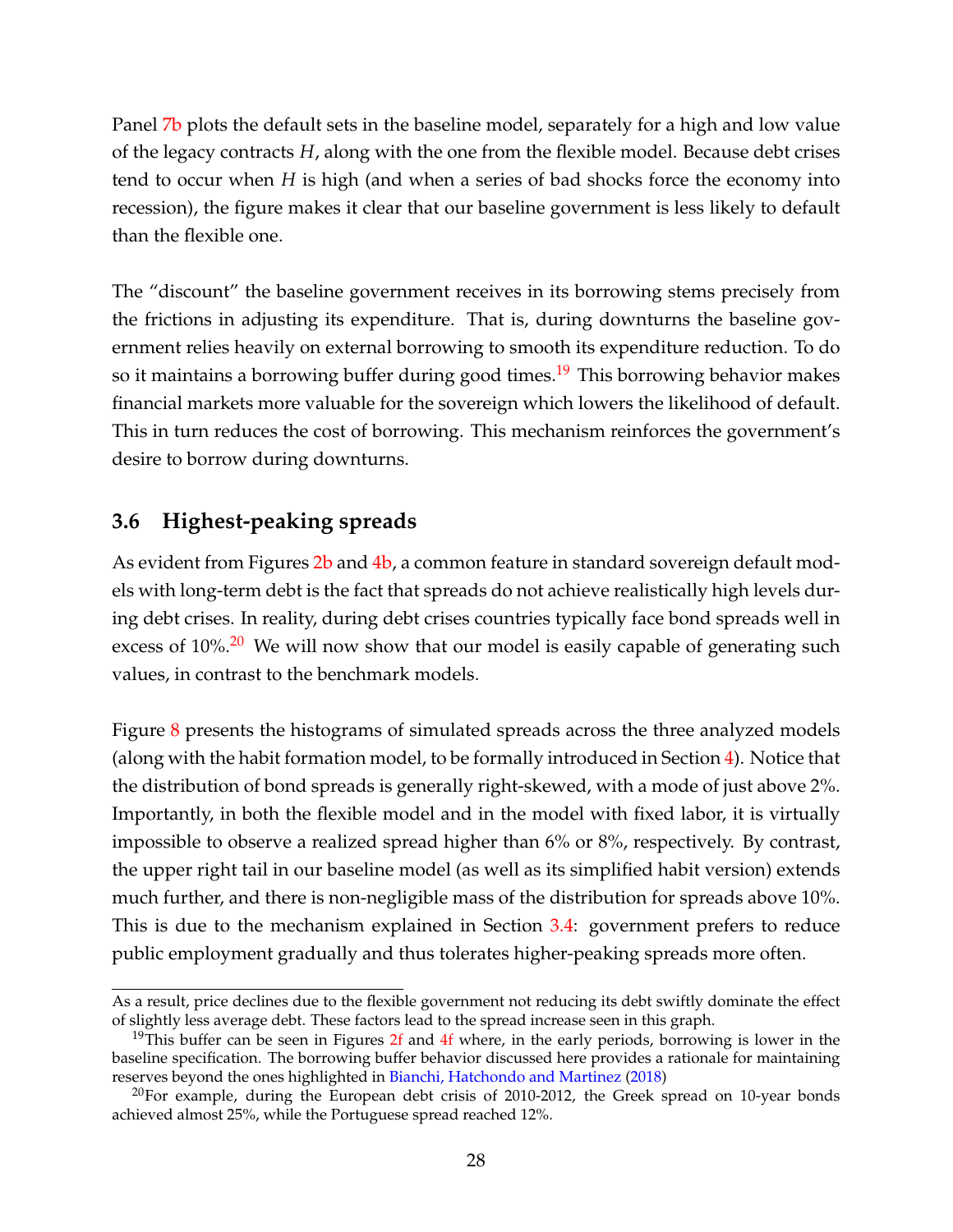Panel 7b plots the default sets in the baseline model, separately for a high and low value of the legacy contracts $H$, along with the one from the flexible model. Because debt crises tend to occur when $H$ is high (and when a series of bad shocks force the economy into recession), the figure makes it clear that our baseline government is less likely to default than the flexible one.

The "discount" the baseline government receives in its borrowing stems precisely from the frictions in adjusting its expenditure. That is, during downturns the baseline government relies heavily on external borrowing to smooth its expenditure reduction. To do so it maintains a borrowing buffer during good times.[19] This borrowing behavior makes financial markets more valuable for the sovereign which lowers the likelihood of default. This in turn reduces the cost of borrowing. This mechanism reinforces the government's desire to borrow during downturns.

### 3.6 Highest-peaking spreads

As evident from Figures 2b and 4b, a common feature in standard sovereign default models with long-term debt is the fact that spreads do not achieve realistically high levels during debt crises. In reality, during debt crises countries typically face bond spreads well in excess of 10%.[20] We will now show that our model is easily capable of generating such values, in contrast to the benchmark models.

Figure 8 presents the histograms of simulated spreads across the three analyzed models (along with the habit formation model, to be formally introduced in Section 4). Notice that the distribution of bond spreads is generally right-skewed, with a mode of just above 2%. Importantly, in both the flexible model and in the model with fixed labor, it is virtually impossible to observe a realized spread higher than 6% or 8%, respectively. By contrast, the upper right tail in our baseline model (as well as its simplified habit version) extends much further, and there is non-negligible mass of the distribution for spreads above 10%. This is due to the mechanism explained in Section 3.4: government prefers to reduce public employment gradually and thus tolerates higher-peaking spreads more often.

---

As a result, price declines due to the flexible government not reducing its debt swiftly dominate the effect of slightly less average debt. These factors lead to the spread increase seen in this graph.

[19] This buffer can be seen in Figures 2f and 4f where, in the early periods, borrowing is lower in the baseline specification. The borrowing buffer behavior discussed here provides a rationale for maintaining reserves beyond the ones highlighted in Bianchi, Hatchondo and Martinez (2018)

[20] For example, during the European debt crisis of 2010-2012, the Greek spread on 10-year bonds achieved almost 25%, while the Portuguese spread reached 12%.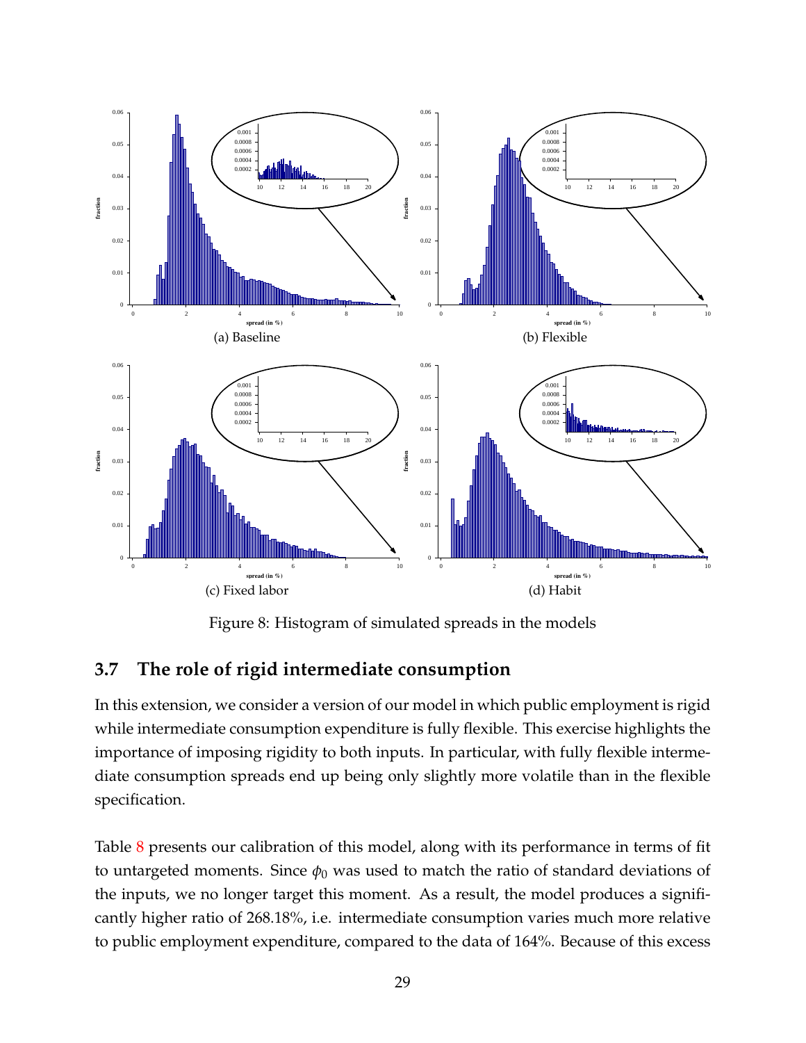(a) Baseline

(b) Flexible

(c) Fixed labor

(d) Habit

Figure 8: Histogram of simulated spreads in the models

### 3.7 The role of rigid intermediate consumption

In this extension, we consider a version of our model in which public employment is rigid while intermediate consumption expenditure is fully flexible. This exercise highlights the importance of imposing rigidity to both inputs. In particular, with fully flexible intermediate consumption spreads end up being only slightly more volatile than in the flexible specification.

Table 8 presents our calibration of this model, along with its performance in terms of fit to untargeted moments. Since $\phi_0$ was used to match the ratio of standard deviations of the inputs, we no longer target this moment. As a result, the model produces a significantly higher ratio of 268.18%, i.e. intermediate consumption varies much more relative to public employment expenditure, compared to the data of 164%. Because of this excess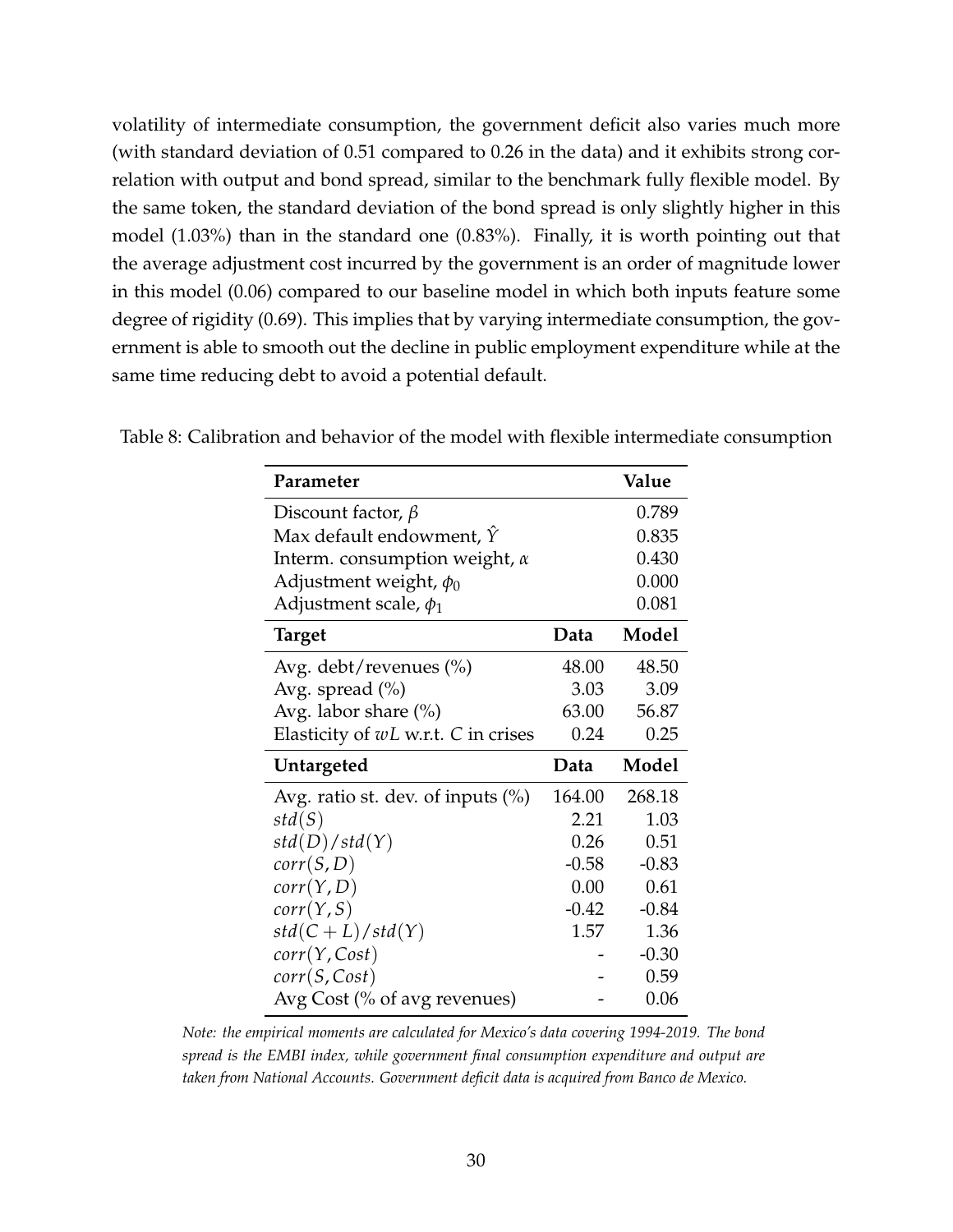volatility of intermediate consumption, the government deficit also varies much more (with standard deviation of 0.51 compared to 0.26 in the data) and it exhibits strong correlation with output and bond spread, similar to the benchmark fully flexible model. By the same token, the standard deviation of the bond spread is only slightly higher in this model (1.03%) than in the standard one (0.83%). Finally, it is worth pointing out that the average adjustment cost incurred by the government is an order of magnitude lower in this model (0.06) compared to our baseline model in which both inputs feature some degree of rigidity (0.69). This implies that by varying intermediate consumption, the government is able to smooth out the decline in public employment expenditure while at the same time reducing debt to avoid a potential default.

Table 8: Calibration and behavior of the model with flexible intermediate consumption

| **Parameter** | | **Value** |
|---|---|---|
| Discount factor, $\beta$ | | 0.789 |
| Max default endowment, $\hat{Y}$ | | 0.835 |
| Interm. consumption weight, $\alpha$ | | 0.430 |
| Adjustment weight, $\phi_0$ | | 0.000 |
| Adjustment scale, $\phi_1$ | | 0.081 |
| **Target** | **Data** | **Model** |
| Avg. debt/revenues (%) | 48.00 | 48.50 |
| Avg. spread (%) | 3.03 | 3.09 |
| Avg. labor share (%) | 63.00 | 56.87 |
| Elasticity of $wL$ w.r.t. $C$ in crises | 0.24 | 0.25 |
| **Untargeted** | **Data** | **Model** |
| Avg. ratio st. dev. of inputs (%) | 164.00 | 268.18 |
| $std(S)$ | 2.21 | 1.03 |
| $std(D)/std(Y)$ | 0.26 | 0.51 |
| $corr(S, D)$ | -0.58 | -0.83 |
| $corr(Y, D)$ | 0.00 | 0.61 |
| $corr(Y, S)$ | -0.42 | -0.84 |
| $std(C + L)/std(Y)$ | 1.57 | 1.36 |
| $corr(Y, Cost)$ | - | -0.30 |
| $corr(S, Cost)$ | - | 0.59 |
| Avg Cost (% of avg revenues) | - | 0.06 |

*Note: the empirical moments are calculated for Mexico's data covering 1994-2019. The bond spread is the EMBI index, while government final consumption expenditure and output are taken from National Accounts. Government deficit data is acquired from Banco de Mexico.*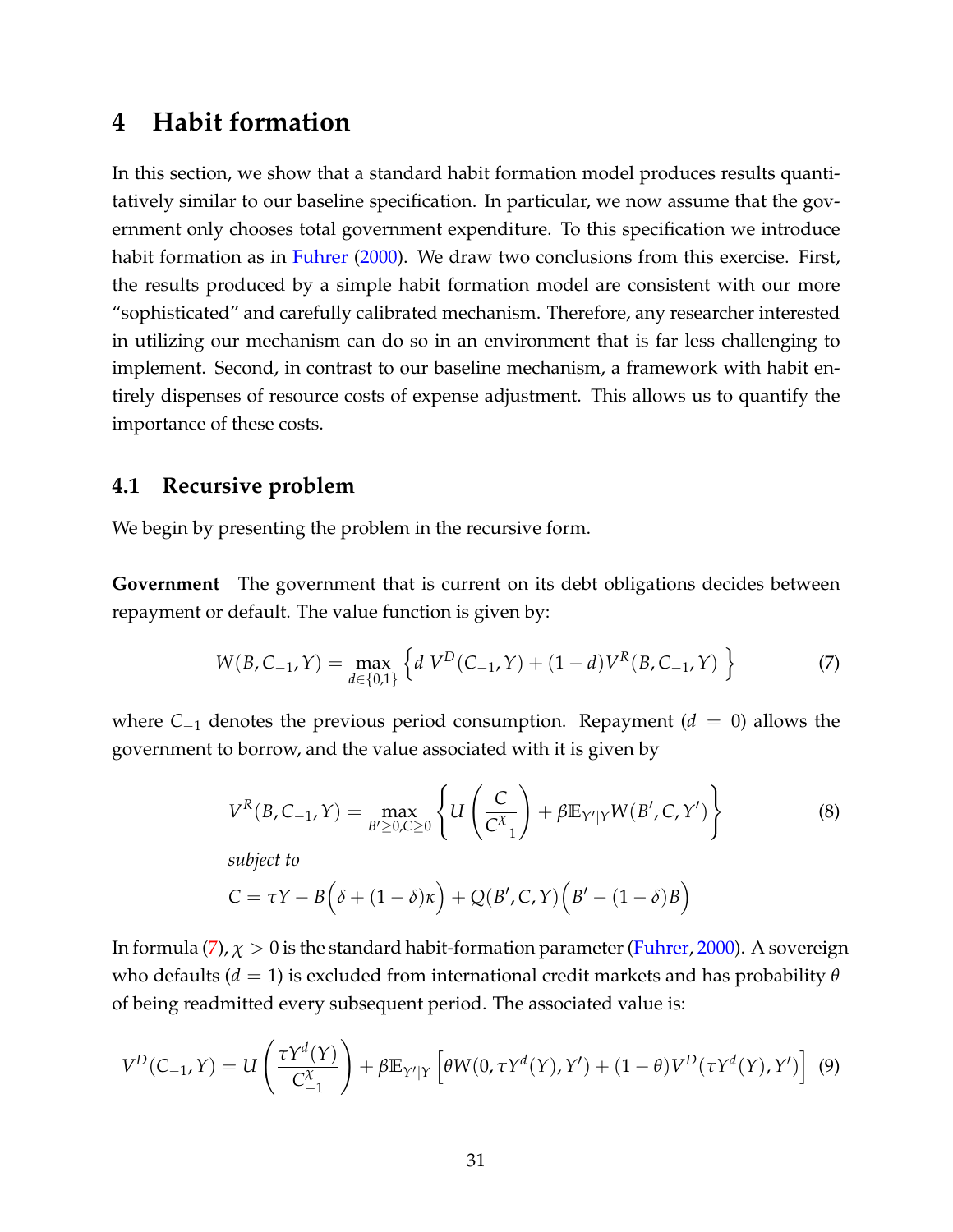# 4 Habit formation

In this section, we show that a standard habit formation model produces results quantitatively similar to our baseline specification. In particular, we now assume that the government only chooses total government expenditure. To this specification we introduce habit formation as in Fuhrer (2000). We draw two conclusions from this exercise. First, the results produced by a simple habit formation model are consistent with our more "sophisticated" and carefully calibrated mechanism. Therefore, any researcher interested in utilizing our mechanism can do so in an environment that is far less challenging to implement. Second, in contrast to our baseline mechanism, a framework with habit entirely dispenses of resource costs of expense adjustment. This allows us to quantify the importance of these costs.

## 4.1 Recursive problem

We begin by presenting the problem in the recursive form.

**Government** The government that is current on its debt obligations decides between repayment or default. The value function is given by:

$$W(B, C_{-1}, Y) = \max_{d \in \{0,1\}} \Big\{ d\, V^D(C_{-1}, Y) + (1-d) V^R(B, C_{-1}, Y) \Big\} \tag{7}$$

where $C_{-1}$ denotes the previous period consumption. Repayment ($d = 0$) allows the government to borrow, and the value associated with it is given by

$$V^R(B, C_{-1}, Y) = \max_{B' \geq 0, C \geq 0} \left\{ U\left(\frac{C}{C_{-1}^{\chi}}\right) + \beta \mathbb{E}_{Y'|Y} W(B', C, Y') \right\} \tag{8}$$

*subject to*

$$C = \tau Y - B\Big(\delta + (1-\delta)\kappa\Big) + Q(B', C, Y)\Big(B' - (1-\delta)B\Big)$$

In formula (7), $\chi > 0$ is the standard habit-formation parameter (Fuhrer, 2000). A sovereign who defaults ($d = 1$) is excluded from international credit markets and has probability $\theta$ of being readmitted every subsequent period. The associated value is:

$$V^D(C_{-1}, Y) = U\left(\frac{\tau Y^d(Y)}{C_{-1}^{\chi}}\right) + \beta \mathbb{E}_{Y'|Y}\Big[\theta W(0, \tau Y^d(Y), Y') + (1-\theta) V^D(\tau Y^d(Y), Y')\Big] \tag{9}$$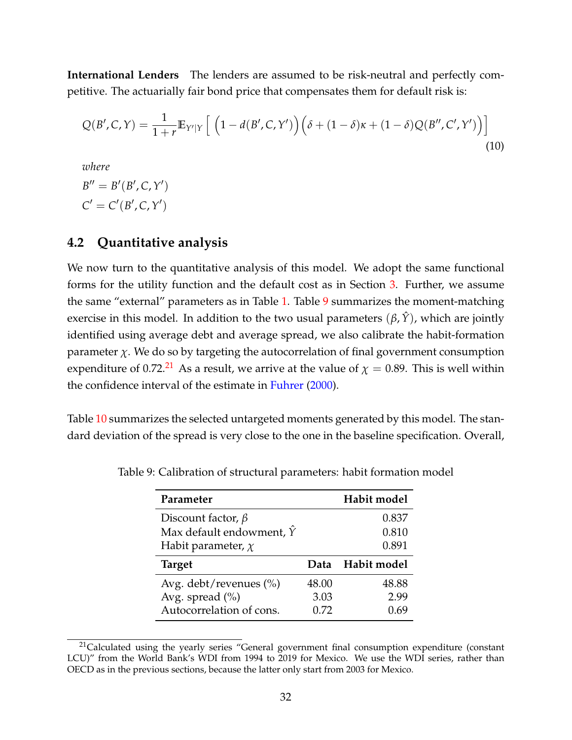**International Lenders** The lenders are assumed to be risk-neutral and perfectly competitive. The actuarially fair bond price that compensates them for default risk is:

$$Q(B', C, Y) = \frac{1}{1+r}\mathbb{E}_{Y'|Y}\Big[\Big(1 - d(B', C, Y')\Big)\Big(\delta + (1-\delta)\kappa + (1-\delta)Q(B'', C', Y')\Big)\Big] \tag{10}$$

*where*

$B'' = B'(B', C, Y')$

$C' = C'(B', C, Y')$

### 4.2 Quantitative analysis

We now turn to the quantitative analysis of this model. We adopt the same functional forms for the utility function and the default cost as in Section 3. Further, we assume the same "external" parameters as in Table 1. Table 9 summarizes the moment-matching exercise in this model. In addition to the two usual parameters $(\beta, \hat{Y})$, which are jointly identified using average debt and average spread, we also calibrate the habit-formation parameter $\chi$. We do so by targeting the autocorrelation of final government consumption expenditure of 0.72.[21] As a result, we arrive at the value of $\chi = 0.89$. This is well within the confidence interval of the estimate in Fuhrer (2000).

Table 10 summarizes the selected untargeted moments generated by this model. The standard deviation of the spread is very close to the one in the baseline specification. Overall,

Table 9: Calibration of structural parameters: habit formation model

| **Parameter** | | **Habit model** |
|---|---|---|
| Discount factor, $\beta$ | | 0.837 |
| Max default endowment, $\hat{Y}$ | | 0.810 |
| Habit parameter, $\chi$ | | 0.891 |
| **Target** | **Data** | **Habit model** |
| Avg. debt/revenues (%) | 48.00 | 48.88 |
| Avg. spread (%) | 3.03 | 2.99 |
| Autocorrelation of cons. | 0.72 | 0.69 |

[21] Calculated using the yearly series "General government final consumption expenditure (constant LCU)" from the World Bank's WDI from 1994 to 2019 for Mexico. We use the WDI series, rather than OECD as in the previous sections, because the latter only start from 2003 for Mexico.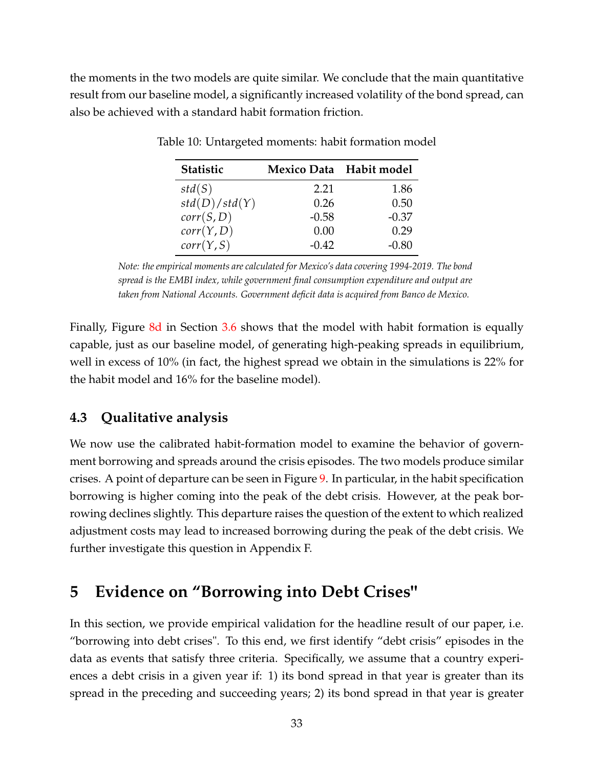the moments in the two models are quite similar. We conclude that the main quantitative result from our baseline model, a significantly increased volatility of the bond spread, can also be achieved with a standard habit formation friction.

Table 10: Untargeted moments: habit formation model

| Statistic | Mexico Data | Habit model |
|---|---|---|
| $std(S)$ | 2.21 | 1.86 |
| $std(D)/std(Y)$ | 0.26 | 0.50 |
| $corr(S,D)$ | -0.58 | -0.37 |
| $corr(Y,D)$ | 0.00 | 0.29 |
| $corr(Y,S)$ | -0.42 | -0.80 |

*Note: the empirical moments are calculated for Mexico's data covering 1994-2019. The bond spread is the EMBI index, while government final consumption expenditure and output are taken from National Accounts. Government deficit data is acquired from Banco de Mexico.*

Finally, Figure 8d in Section 3.6 shows that the model with habit formation is equally capable, just as our baseline model, of generating high-peaking spreads in equilibrium, well in excess of 10% (in fact, the highest spread we obtain in the simulations is 22% for the habit model and 16% for the baseline model).

### 4.3 Qualitative analysis

We now use the calibrated habit-formation model to examine the behavior of government borrowing and spreads around the crisis episodes. The two models produce similar crises. A point of departure can be seen in Figure 9. In particular, in the habit specification borrowing is higher coming into the peak of the debt crisis. However, at the peak borrowing declines slightly. This departure raises the question of the extent to which realized adjustment costs may lead to increased borrowing during the peak of the debt crisis. We further investigate this question in Appendix F.

## 5 Evidence on "Borrowing into Debt Crises"

In this section, we provide empirical validation for the headline result of our paper, i.e. "borrowing into debt crises". To this end, we first identify "debt crisis" episodes in the data as events that satisfy three criteria. Specifically, we assume that a country experiences a debt crisis in a given year if: 1) its bond spread in that year is greater than its spread in the preceding and succeeding years; 2) its bond spread in that year is greater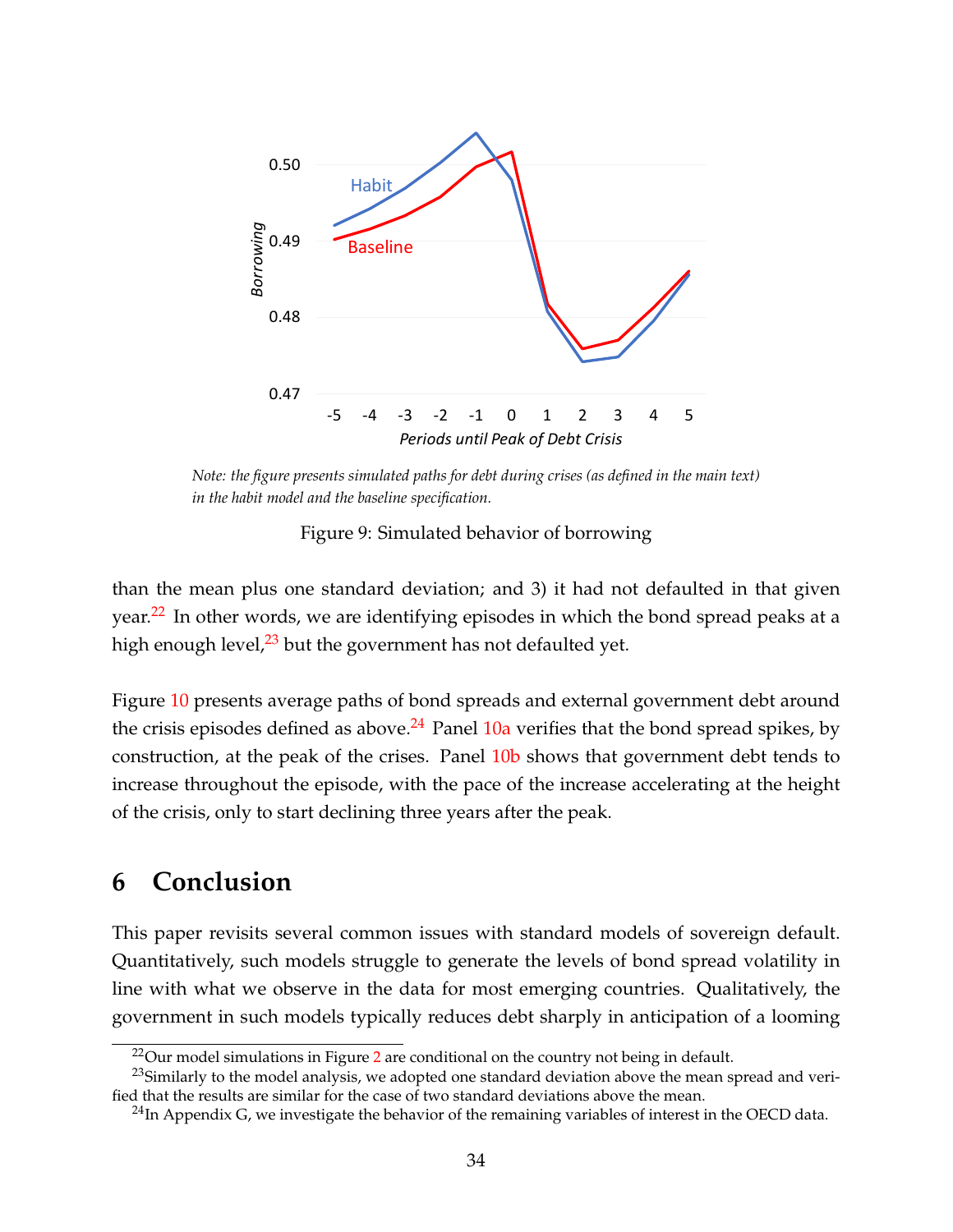*Note: the figure presents simulated paths for debt during crises (as defined in the main text) in the habit model and the baseline specification.*

Figure 9: Simulated behavior of borrowing

than the mean plus one standard deviation; and 3) it had not defaulted in that given year.[22] In other words, we are identifying episodes in which the bond spread peaks at a high enough level,[23] but the government has not defaulted yet.

Figure 10 presents average paths of bond spreads and external government debt around the crisis episodes defined as above.[24] Panel 10a verifies that the bond spread spikes, by construction, at the peak of the crises. Panel 10b shows that government debt tends to increase throughout the episode, with the pace of the increase accelerating at the height of the crisis, only to start declining three years after the peak.

## 6 Conclusion

This paper revisits several common issues with standard models of sovereign default. Quantitatively, such models struggle to generate the levels of bond spread volatility in line with what we observe in the data for most emerging countries. Qualitatively, the government in such models typically reduces debt sharply in anticipation of a looming

[22] Our model simulations in Figure 2 are conditional on the country not being in default.

[23] Similarly to the model analysis, we adopted one standard deviation above the mean spread and verified that the results are similar for the case of two standard deviations above the mean.

[24] In Appendix G, we investigate the behavior of the remaining variables of interest in the OECD data.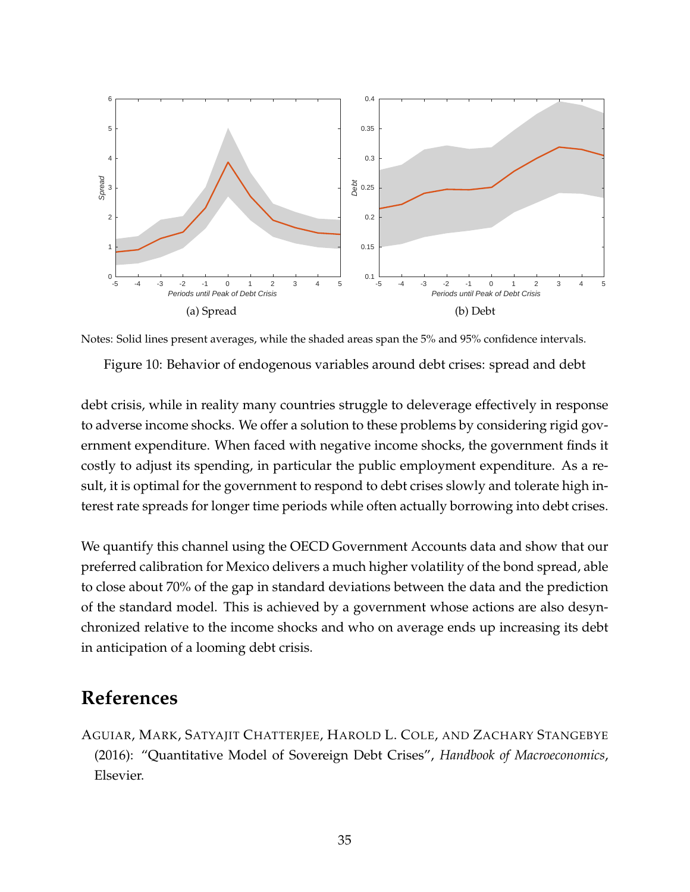(a) Spread

(b) Debt

Notes: Solid lines present averages, while the shaded areas span the 5% and 95% confidence intervals.

Figure 10: Behavior of endogenous variables around debt crises: spread and debt

debt crisis, while in reality many countries struggle to deleverage effectively in response to adverse income shocks. We offer a solution to these problems by considering rigid government expenditure. When faced with negative income shocks, the government finds it costly to adjust its spending, in particular the public employment expenditure. As a result, it is optimal for the government to respond to debt crises slowly and tolerate high interest rate spreads for longer time periods while often actually borrowing into debt crises.

We quantify this channel using the OECD Government Accounts data and show that our preferred calibration for Mexico delivers a much higher volatility of the bond spread, able to close about 70% of the gap in standard deviations between the data and the prediction of the standard model. This is achieved by a government whose actions are also desynchronized relative to the income shocks and who on average ends up increasing its debt in anticipation of a looming debt crisis.

# References

Aguiar, Mark, Satyajit Chatterjee, Harold L. Cole, and Zachary Stangebye (2016): "Quantitative Model of Sovereign Debt Crises", *Handbook of Macroeconomics*, Elsevier.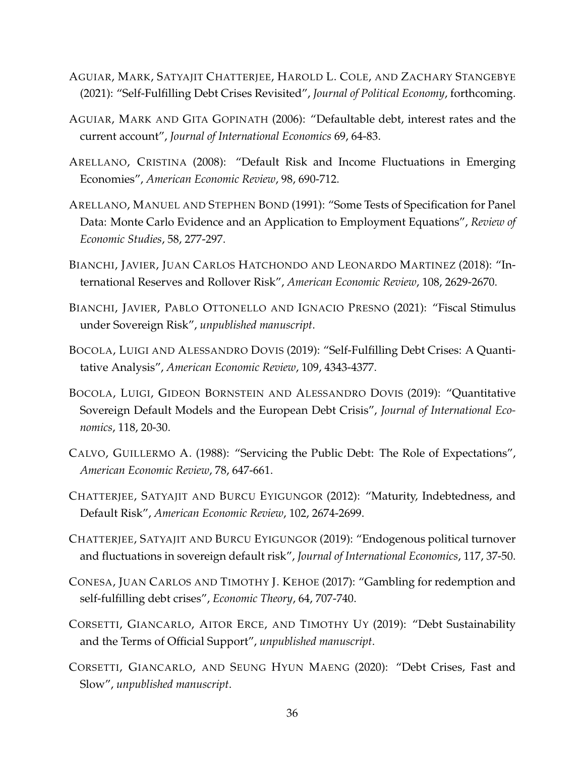AGUIAR, MARK, SATYAJIT CHATTERJEE, HAROLD L. COLE, AND ZACHARY STANGEBYE (2021): "Self-Fulfilling Debt Crises Revisited", *Journal of Political Economy*, forthcoming.

AGUIAR, MARK AND GITA GOPINATH (2006): "Defaultable debt, interest rates and the current account", *Journal of International Economics* 69, 64-83.

ARELLANO, CRISTINA (2008): "Default Risk and Income Fluctuations in Emerging Economies", *American Economic Review*, 98, 690-712.

ARELLANO, MANUEL AND STEPHEN BOND (1991): "Some Tests of Specification for Panel Data: Monte Carlo Evidence and an Application to Employment Equations", *Review of Economic Studies*, 58, 277-297.

BIANCHI, JAVIER, JUAN CARLOS HATCHONDO AND LEONARDO MARTINEZ (2018): "International Reserves and Rollover Risk", *American Economic Review*, 108, 2629-2670.

BIANCHI, JAVIER, PABLO OTTONELLO AND IGNACIO PRESNO (2021): "Fiscal Stimulus under Sovereign Risk", *unpublished manuscript*.

BOCOLA, LUIGI AND ALESSANDRO DOVIS (2019): "Self-Fulfilling Debt Crises: A Quantitative Analysis", *American Economic Review*, 109, 4343-4377.

BOCOLA, LUIGI, GIDEON BORNSTEIN AND ALESSANDRO DOVIS (2019): "Quantitative Sovereign Default Models and the European Debt Crisis", *Journal of International Economics*, 118, 20-30.

CALVO, GUILLERMO A. (1988): "Servicing the Public Debt: The Role of Expectations", *American Economic Review*, 78, 647-661.

CHATTERJEE, SATYAJIT AND BURCU EYIGUNGOR (2012): "Maturity, Indebtedness, and Default Risk", *American Economic Review*, 102, 2674-2699.

CHATTERJEE, SATYAJIT AND BURCU EYIGUNGOR (2019): "Endogenous political turnover and fluctuations in sovereign default risk", *Journal of International Economics*, 117, 37-50.

CONESA, JUAN CARLOS AND TIMOTHY J. KEHOE (2017): "Gambling for redemption and self-fulfilling debt crises", *Economic Theory*, 64, 707-740.

CORSETTI, GIANCARLO, AITOR ERCE, AND TIMOTHY UY (2019): "Debt Sustainability and the Terms of Official Support", *unpublished manuscript*.

CORSETTI, GIANCARLO, AND SEUNG HYUN MAENG (2020): "Debt Crises, Fast and Slow", *unpublished manuscript*.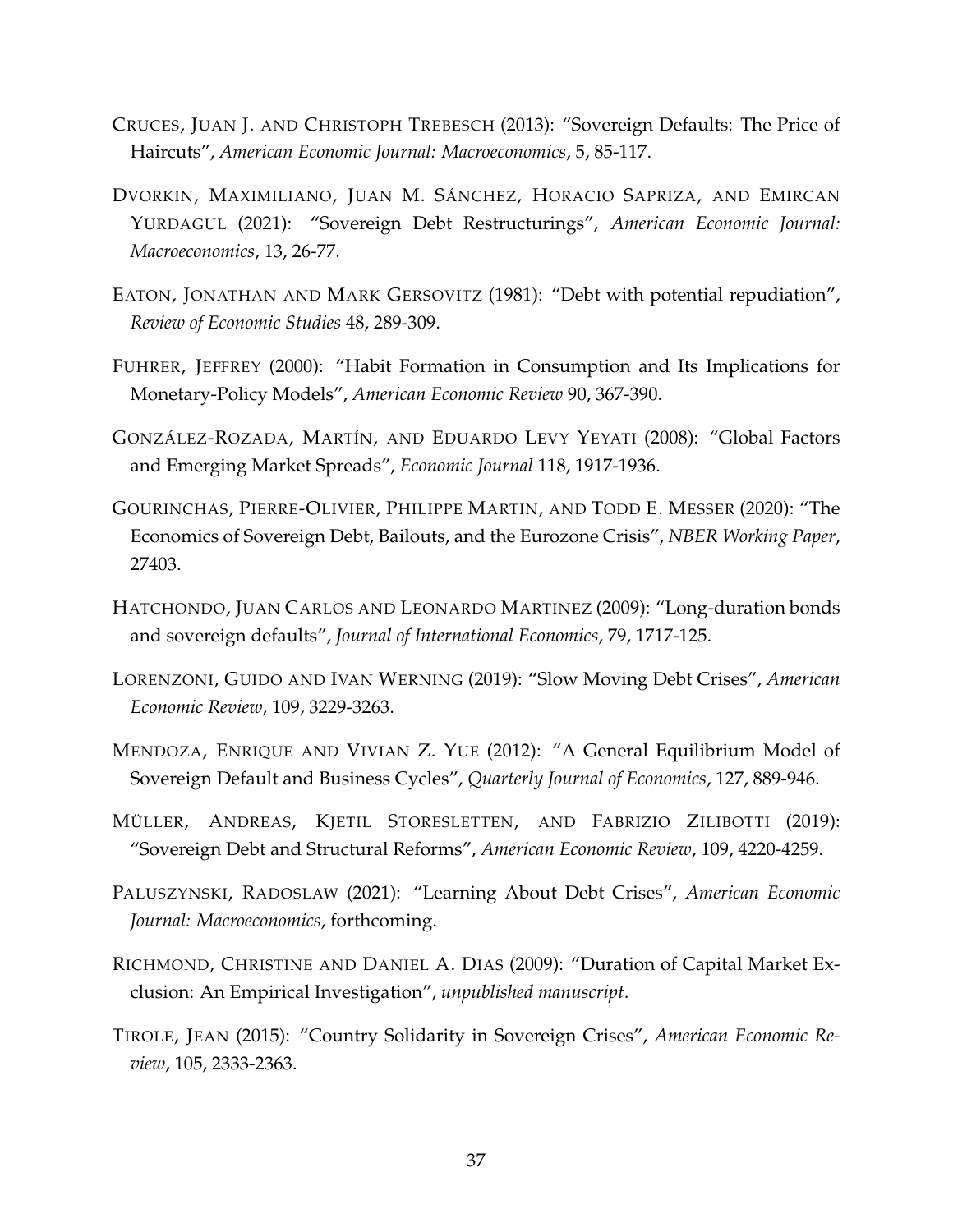CRUCES, JUAN J. AND CHRISTOPH TREBESCH (2013): "Sovereign Defaults: The Price of Haircuts", *American Economic Journal: Macroeconomics*, 5, 85-117.

DVORKIN, MAXIMILIANO, JUAN M. SÁNCHEZ, HORACIO SAPRIZA, AND EMIRCAN YURDAGUL (2021): "Sovereign Debt Restructurings", *American Economic Journal: Macroeconomics*, 13, 26-77.

EATON, JONATHAN AND MARK GERSOVITZ (1981): "Debt with potential repudiation", *Review of Economic Studies* 48, 289-309.

FUHRER, JEFFREY (2000): "Habit Formation in Consumption and Its Implications for Monetary-Policy Models", *American Economic Review* 90, 367-390.

GONZÁLEZ-ROZADA, MARTÍN, AND EDUARDO LEVY YEYATI (2008): "Global Factors and Emerging Market Spreads", *Economic Journal* 118, 1917-1936.

GOURINCHAS, PIERRE-OLIVIER, PHILIPPE MARTIN, AND TODD E. MESSER (2020): "The Economics of Sovereign Debt, Bailouts, and the Eurozone Crisis", *NBER Working Paper*, 27403.

HATCHONDO, JUAN CARLOS AND LEONARDO MARTINEZ (2009): "Long-duration bonds and sovereign defaults", *Journal of International Economics*, 79, 1717-125.

LORENZONI, GUIDO AND IVAN WERNING (2019): "Slow Moving Debt Crises", *American Economic Review*, 109, 3229-3263.

MENDOZA, ENRIQUE AND VIVIAN Z. YUE (2012): "A General Equilibrium Model of Sovereign Default and Business Cycles", *Quarterly Journal of Economics*, 127, 889-946.

MÜLLER, ANDREAS, KJETIL STORESLETTEN, AND FABRIZIO ZILIBOTTI (2019): "Sovereign Debt and Structural Reforms", *American Economic Review*, 109, 4220-4259.

PALUSZYNSKI, RADOSLAW (2021): "Learning About Debt Crises", *American Economic Journal: Macroeconomics*, forthcoming.

RICHMOND, CHRISTINE AND DANIEL A. DIAS (2009): "Duration of Capital Market Exclusion: An Empirical Investigation", *unpublished manuscript*.

TIROLE, JEAN (2015): "Country Solidarity in Sovereign Crises", *American Economic Review*, 105, 2333-2363.